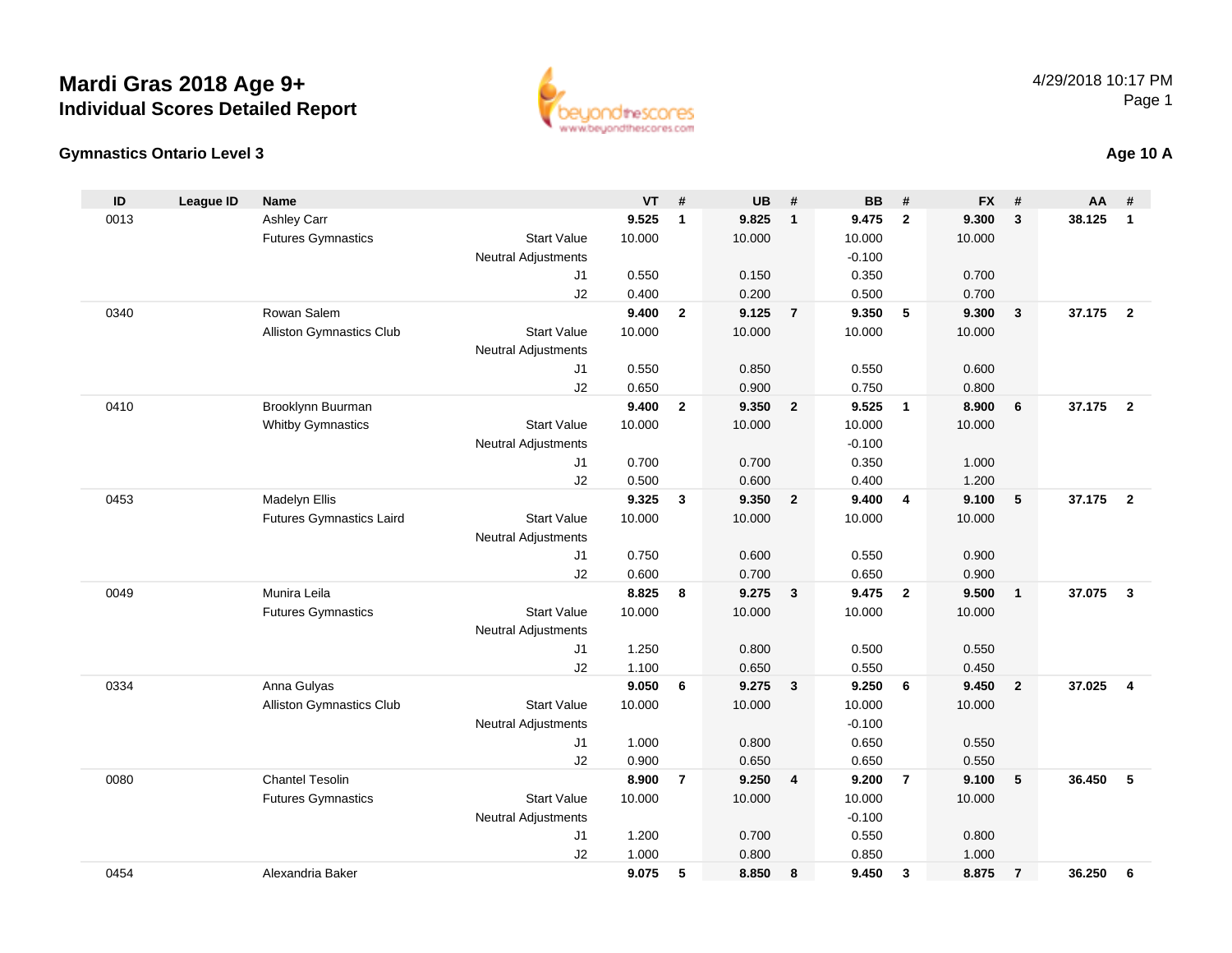# Mardi Gras 2018 Age 9+
## Individual Scores Detailed Report

4/29/2018 10:17 PM

### Gymnastics Ontario Level 3

**Age 10 A**

| ID | League ID | Name | | VT | # | UB | # | BB | # | FX | # | AA | # |
|---|---|---|---|---|---|---|---|---|---|---|---|---|---|
| 0013 | | Ashley Carr | | **9.525** | **1** | **9.825** | **1** | **9.475** | **2** | **9.300** | **3** | **38.125** | **1** |
| | | Futures Gymnastics | Start Value | 10.000 | | 10.000 | | 10.000 | | 10.000 | | | |
| | | | Neutral Adjustments | | | | | -0.100 | | | | | |
| | | | J1 | 0.550 | | 0.150 | | 0.350 | | 0.700 | | | |
| | | | J2 | 0.400 | | 0.200 | | 0.500 | | 0.700 | | | |
| 0340 | | Rowan Salem | | **9.400** | **2** | **9.125** | **7** | **9.350** | **5** | **9.300** | **3** | **37.175** | **2** |
| | | Alliston Gymnastics Club | Start Value | 10.000 | | 10.000 | | 10.000 | | 10.000 | | | |
| | | | Neutral Adjustments | | | | | | | | | | |
| | | | J1 | 0.550 | | 0.850 | | 0.550 | | 0.600 | | | |
| | | | J2 | 0.650 | | 0.900 | | 0.750 | | 0.800 | | | |
| 0410 | | Brooklynn Buurman | | **9.400** | **2** | **9.350** | **2** | **9.525** | **1** | **8.900** | **6** | **37.175** | **2** |
| | | Whitby Gymnastics | Start Value | 10.000 | | 10.000 | | 10.000 | | 10.000 | | | |
| | | | Neutral Adjustments | | | | | -0.100 | | | | | |
| | | | J1 | 0.700 | | 0.700 | | 0.350 | | 1.000 | | | |
| | | | J2 | 0.500 | | 0.600 | | 0.400 | | 1.200 | | | |
| 0453 | | Madelyn Ellis | | **9.325** | **3** | **9.350** | **2** | **9.400** | **4** | **9.100** | **5** | **37.175** | **2** |
| | | Futures Gymnastics Laird | Start Value | 10.000 | | 10.000 | | 10.000 | | 10.000 | | | |
| | | | Neutral Adjustments | | | | | | | | | | |
| | | | J1 | 0.750 | | 0.600 | | 0.550 | | 0.900 | | | |
| | | | J2 | 0.600 | | 0.700 | | 0.650 | | 0.900 | | | |
| 0049 | | Munira Leila | | **8.825** | **8** | **9.275** | **3** | **9.475** | **2** | **9.500** | **1** | **37.075** | **3** |
| | | Futures Gymnastics | Start Value | 10.000 | | 10.000 | | 10.000 | | 10.000 | | | |
| | | | Neutral Adjustments | | | | | | | | | | |
| | | | J1 | 1.250 | | 0.800 | | 0.500 | | 0.550 | | | |
| | | | J2 | 1.100 | | 0.650 | | 0.550 | | 0.450 | | | |
| 0334 | | Anna Gulyas | | **9.050** | **6** | **9.275** | **3** | **9.250** | **6** | **9.450** | **2** | **37.025** | **4** |
| | | Alliston Gymnastics Club | Start Value | 10.000 | | 10.000 | | 10.000 | | 10.000 | | | |
| | | | Neutral Adjustments | | | | | -0.100 | | | | | |
| | | | J1 | 1.000 | | 0.800 | | 0.650 | | 0.550 | | | |
| | | | J2 | 0.900 | | 0.650 | | 0.650 | | 0.550 | | | |
| 0080 | | Chantel Tesolin | | **8.900** | **7** | **9.250** | **4** | **9.200** | **7** | **9.100** | **5** | **36.450** | **5** |
| | | Futures Gymnastics | Start Value | 10.000 | | 10.000 | | 10.000 | | 10.000 | | | |
| | | | Neutral Adjustments | | | | | -0.100 | | | | | |
| | | | J1 | 1.200 | | 0.700 | | 0.550 | | 0.800 | | | |
| | | | J2 | 1.000 | | 0.800 | | 0.850 | | 1.000 | | | |
| 0454 | | Alexandria Baker | | **9.075** | **5** | **8.850** | **8** | **9.450** | **3** | **8.875** | **7** | **36.250** | **6** |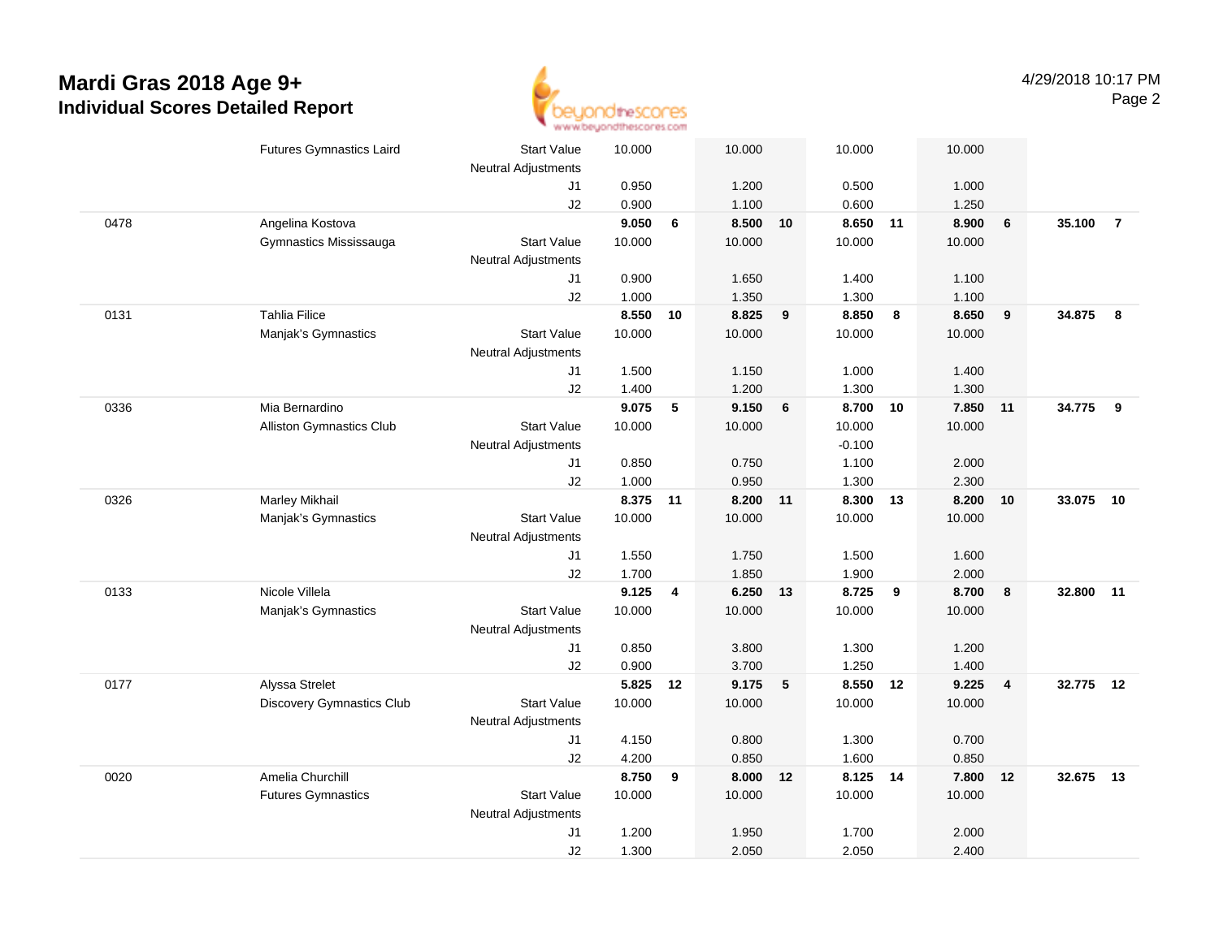# Mardi Gras 2018 Age 9+
## Individual Scores Detailed Report

4/29/2018 10:17 PM

| | | | | | | | | | | | | |
|---|---|---|---|---|---|---|---|---|---|---|---|---|
| | Futures Gymnastics Laird | Start Value | 10.000 | | 10.000 | | 10.000 | | 10.000 | | | |
| | | Neutral Adjustments | | | | | | | | | | |
| | | J1 | 0.950 | | 1.200 | | 0.500 | | 1.000 | | | |
| | | J2 | 0.900 | | 1.100 | | 0.600 | | 1.250 | | | |
| 0478 | Angelina Kostova | | **9.050** | **6** | **8.500** | **10** | **8.650** | **11** | **8.900** | **6** | **35.100** | **7** |
| | Gymnastics Mississauga | Start Value | 10.000 | | 10.000 | | 10.000 | | 10.000 | | | |
| | | Neutral Adjustments | | | | | | | | | | |
| | | J1 | 0.900 | | 1.650 | | 1.400 | | 1.100 | | | |
| | | J2 | 1.000 | | 1.350 | | 1.300 | | 1.100 | | | |
| 0131 | Tahlia Filice | | **8.550** | **10** | **8.825** | **9** | **8.850** | **8** | **8.650** | **9** | **34.875** | **8** |
| | Manjak's Gymnastics | Start Value | 10.000 | | 10.000 | | 10.000 | | 10.000 | | | |
| | | Neutral Adjustments | | | | | | | | | | |
| | | J1 | 1.500 | | 1.150 | | 1.000 | | 1.400 | | | |
| | | J2 | 1.400 | | 1.200 | | 1.300 | | 1.300 | | | |
| 0336 | Mia Bernardino | | **9.075** | **5** | **9.150** | **6** | **8.700** | **10** | **7.850** | **11** | **34.775** | **9** |
| | Alliston Gymnastics Club | Start Value | 10.000 | | 10.000 | | 10.000 | | 10.000 | | | |
| | | Neutral Adjustments | | | | | -0.100 | | | | | |
| | | J1 | 0.850 | | 0.750 | | 1.100 | | 2.000 | | | |
| | | J2 | 1.000 | | 0.950 | | 1.300 | | 2.300 | | | |
| 0326 | Marley Mikhail | | **8.375** | **11** | **8.200** | **11** | **8.300** | **13** | **8.200** | **10** | **33.075** | **10** |
| | Manjak's Gymnastics | Start Value | 10.000 | | 10.000 | | 10.000 | | 10.000 | | | |
| | | Neutral Adjustments | | | | | | | | | | |
| | | J1 | 1.550 | | 1.750 | | 1.500 | | 1.600 | | | |
| | | J2 | 1.700 | | 1.850 | | 1.900 | | 2.000 | | | |
| 0133 | Nicole Villela | | **9.125** | **4** | **6.250** | **13** | **8.725** | **9** | **8.700** | **8** | **32.800** | **11** |
| | Manjak's Gymnastics | Start Value | 10.000 | | 10.000 | | 10.000 | | 10.000 | | | |
| | | Neutral Adjustments | | | | | | | | | | |
| | | J1 | 0.850 | | 3.800 | | 1.300 | | 1.200 | | | |
| | | J2 | 0.900 | | 3.700 | | 1.250 | | 1.400 | | | |
| 0177 | Alyssa Strelet | | **5.825** | **12** | **9.175** | **5** | **8.550** | **12** | **9.225** | **4** | **32.775** | **12** |
| | Discovery Gymnastics Club | Start Value | 10.000 | | 10.000 | | 10.000 | | 10.000 | | | |
| | | Neutral Adjustments | | | | | | | | | | |
| | | J1 | 4.150 | | 0.800 | | 1.300 | | 0.700 | | | |
| | | J2 | 4.200 | | 0.850 | | 1.600 | | 0.850 | | | |
| 0020 | Amelia Churchill | | **8.750** | **9** | **8.000** | **12** | **8.125** | **14** | **7.800** | **12** | **32.675** | **13** |
| | Futures Gymnastics | Start Value | 10.000 | | 10.000 | | 10.000 | | 10.000 | | | |
| | | Neutral Adjustments | | | | | | | | | | |
| | | J1 | 1.200 | | 1.950 | | 1.700 | | 2.000 | | | |
| | | J2 | 1.300 | | 2.050 | | 2.050 | | 2.400 | | | |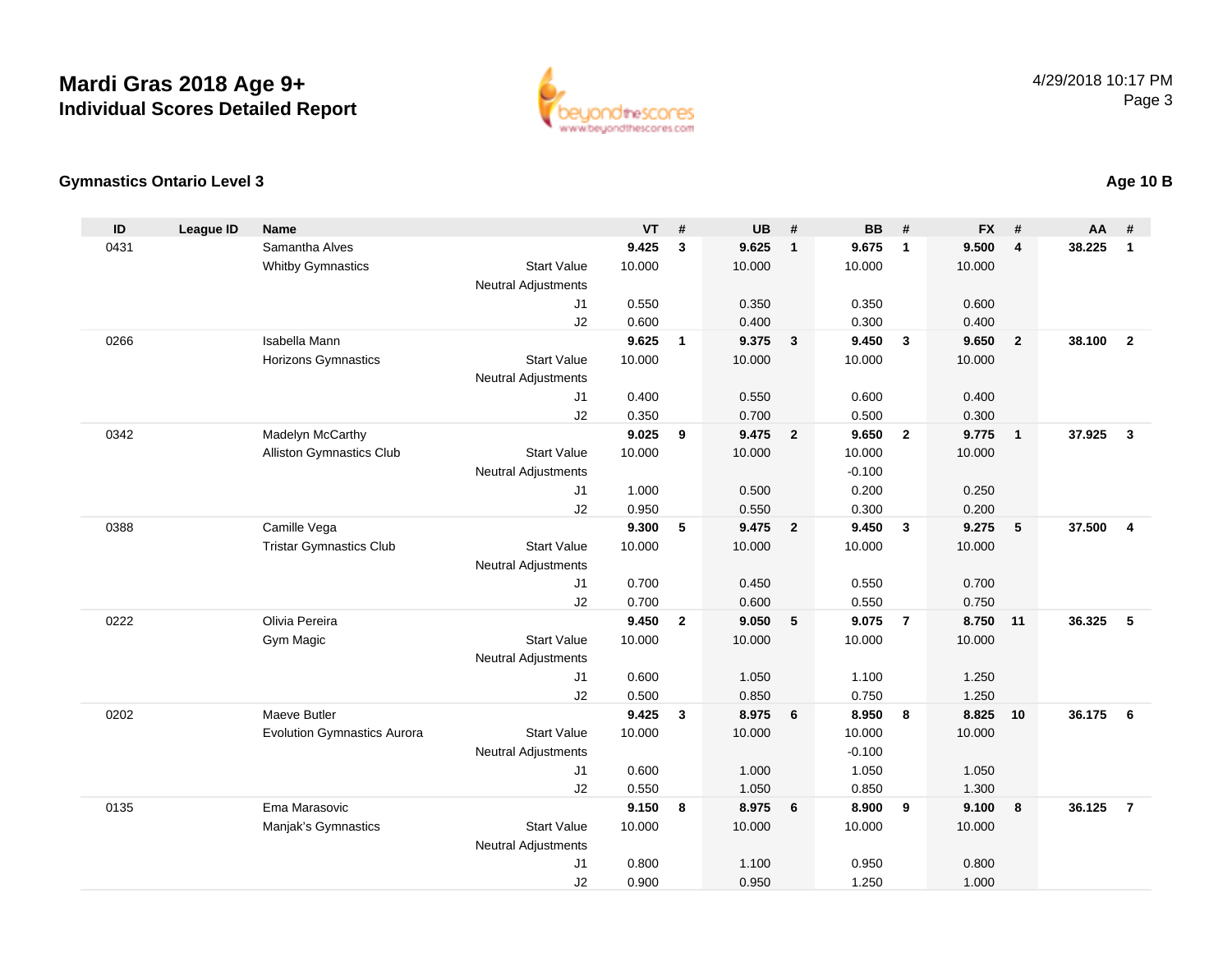# Mardi Gras 2018 Age 9+
## Individual Scores Detailed Report

4/29/2018 10:17 PM

### Gymnastics Ontario Level 3

**Age 10 B**

| ID | League ID | Name | | VT | # | UB | # | BB | # | FX | # | AA | # |
|---|---|---|---|---|---|---|---|---|---|---|---|---|---|
| 0431 | | Samantha Alves | | **9.425** | **3** | **9.625** | **1** | **9.675** | **1** | **9.500** | **4** | **38.225** | **1** |
| | | Whitby Gymnastics | Start Value | 10.000 | | 10.000 | | 10.000 | | 10.000 | | | |
| | | | Neutral Adjustments | | | | | | | | | | |
| | | | J1 | 0.550 | | 0.350 | | 0.350 | | 0.600 | | | |
| | | | J2 | 0.600 | | 0.400 | | 0.300 | | 0.400 | | | |
| 0266 | | Isabella Mann | | **9.625** | **1** | **9.375** | **3** | **9.450** | **3** | **9.650** | **2** | **38.100** | **2** |
| | | Horizons Gymnastics | Start Value | 10.000 | | 10.000 | | 10.000 | | 10.000 | | | |
| | | | Neutral Adjustments | | | | | | | | | | |
| | | | J1 | 0.400 | | 0.550 | | 0.600 | | 0.400 | | | |
| | | | J2 | 0.350 | | 0.700 | | 0.500 | | 0.300 | | | |
| 0342 | | Madelyn McCarthy | | **9.025** | **9** | **9.475** | **2** | **9.650** | **2** | **9.775** | **1** | **37.925** | **3** |
| | | Alliston Gymnastics Club | Start Value | 10.000 | | 10.000 | | 10.000 | | 10.000 | | | |
| | | | Neutral Adjustments | | | | | -0.100 | | | | | |
| | | | J1 | 1.000 | | 0.500 | | 0.200 | | 0.250 | | | |
| | | | J2 | 0.950 | | 0.550 | | 0.300 | | 0.200 | | | |
| 0388 | | Camille Vega | | **9.300** | **5** | **9.475** | **2** | **9.450** | **3** | **9.275** | **5** | **37.500** | **4** |
| | | Tristar Gymnastics Club | Start Value | 10.000 | | 10.000 | | 10.000 | | 10.000 | | | |
| | | | Neutral Adjustments | | | | | | | | | | |
| | | | J1 | 0.700 | | 0.450 | | 0.550 | | 0.700 | | | |
| | | | J2 | 0.700 | | 0.600 | | 0.550 | | 0.750 | | | |
| 0222 | | Olivia Pereira | | **9.450** | **2** | **9.050** | **5** | **9.075** | **7** | **8.750** | **11** | **36.325** | **5** |
| | | Gym Magic | Start Value | 10.000 | | 10.000 | | 10.000 | | 10.000 | | | |
| | | | Neutral Adjustments | | | | | | | | | | |
| | | | J1 | 0.600 | | 1.050 | | 1.100 | | 1.250 | | | |
| | | | J2 | 0.500 | | 0.850 | | 0.750 | | 1.250 | | | |
| 0202 | | Maeve Butler | | **9.425** | **3** | **8.975** | **6** | **8.950** | **8** | **8.825** | **10** | **36.175** | **6** |
| | | Evolution Gymnastics Aurora | Start Value | 10.000 | | 10.000 | | 10.000 | | 10.000 | | | |
| | | | Neutral Adjustments | | | | | -0.100 | | | | | |
| | | | J1 | 0.600 | | 1.000 | | 1.050 | | 1.050 | | | |
| | | | J2 | 0.550 | | 1.050 | | 0.850 | | 1.300 | | | |
| 0135 | | Ema Marasovic | | **9.150** | **8** | **8.975** | **6** | **8.900** | **9** | **9.100** | **8** | **36.125** | **7** |
| | | Manjak's Gymnastics | Start Value | 10.000 | | 10.000 | | 10.000 | | 10.000 | | | |
| | | | Neutral Adjustments | | | | | | | | | | |
| | | | J1 | 0.800 | | 1.100 | | 0.950 | | 0.800 | | | |
| | | | J2 | 0.900 | | 0.950 | | 1.250 | | 1.000 | | | |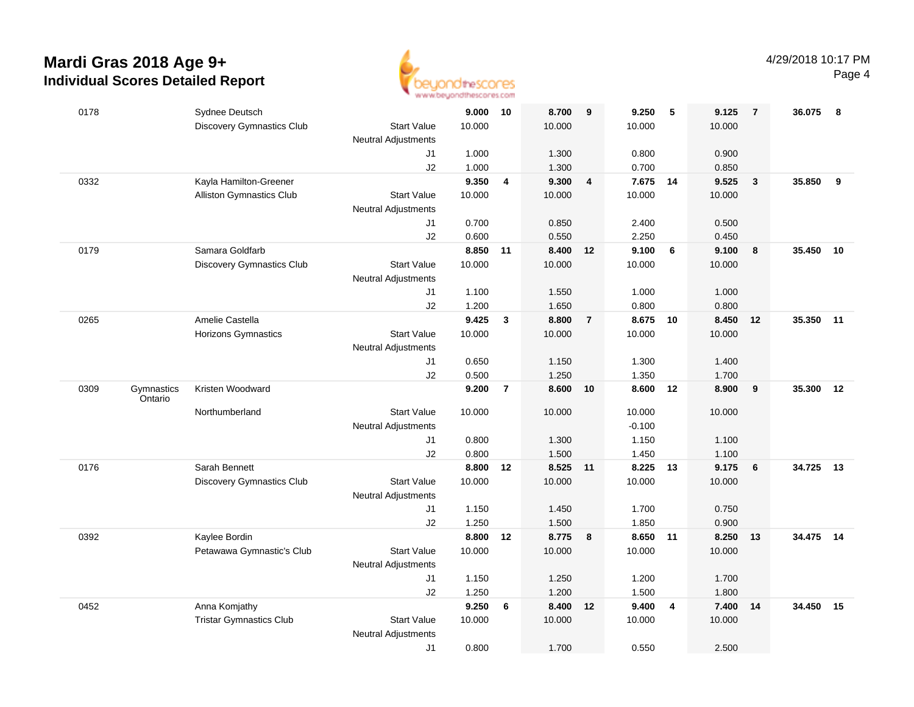# Mardi Gras 2018 Age 9+

## Individual Scores Detailed Report

| # | Prov | Name / Club | | Vault | Rank | Bars | Rank | Beam | Rank | Floor | Rank | AA | Rank |
|---|---|---|---|---|---|---|---|---|---|---|---|---|---|
| 0178 | | Sydnee Deutsch | | **9.000** | **10** | **8.700** | **9** | **9.250** | **5** | **9.125** | **7** | **36.075** | **8** |
| | | Discovery Gymnastics Club | Start Value | 10.000 | | 10.000 | | 10.000 | | 10.000 | | | |
| | | | Neutral Adjustments | | | | | | | | | | |
| | | | J1 | 1.000 | | 1.300 | | 0.800 | | 0.900 | | | |
| | | | J2 | 1.000 | | 1.300 | | 0.700 | | 0.850 | | | |
| 0332 | | Kayla Hamilton-Greener | | **9.350** | **4** | **9.300** | **4** | **7.675** | **14** | **9.525** | **3** | **35.850** | **9** |
| | | Alliston Gymnastics Club | Start Value | 10.000 | | 10.000 | | 10.000 | | 10.000 | | | |
| | | | Neutral Adjustments | | | | | | | | | | |
| | | | J1 | 0.700 | | 0.850 | | 2.400 | | 0.500 | | | |
| | | | J2 | 0.600 | | 0.550 | | 2.250 | | 0.450 | | | |
| 0179 | | Samara Goldfarb | | **8.850** | **11** | **8.400** | **12** | **9.100** | **6** | **9.100** | **8** | **35.450** | **10** |
| | | Discovery Gymnastics Club | Start Value | 10.000 | | 10.000 | | 10.000 | | 10.000 | | | |
| | | | Neutral Adjustments | | | | | | | | | | |
| | | | J1 | 1.100 | | 1.550 | | 1.000 | | 1.000 | | | |
| | | | J2 | 1.200 | | 1.650 | | 0.800 | | 0.800 | | | |
| 0265 | | Amelie Castella | | **9.425** | **3** | **8.800** | **7** | **8.675** | **10** | **8.450** | **12** | **35.350** | **11** |
| | | Horizons Gymnastics | Start Value | 10.000 | | 10.000 | | 10.000 | | 10.000 | | | |
| | | | Neutral Adjustments | | | | | | | | | | |
| | | | J1 | 0.650 | | 1.150 | | 1.300 | | 1.400 | | | |
| | | | J2 | 0.500 | | 1.250 | | 1.350 | | 1.700 | | | |
| 0309 | Gymnastics Ontario | Kristen Woodward | | **9.200** | **7** | **8.600** | **10** | **8.600** | **12** | **8.900** | **9** | **35.300** | **12** |
| | | Northumberland | Start Value | 10.000 | | 10.000 | | 10.000 | | 10.000 | | | |
| | | | Neutral Adjustments | | | | | -0.100 | | | | | |
| | | | J1 | 0.800 | | 1.300 | | 1.150 | | 1.100 | | | |
| | | | J2 | 0.800 | | 1.500 | | 1.450 | | 1.100 | | | |
| 0176 | | Sarah Bennett | | **8.800** | **12** | **8.525** | **11** | **8.225** | **13** | **9.175** | **6** | **34.725** | **13** |
| | | Discovery Gymnastics Club | Start Value | 10.000 | | 10.000 | | 10.000 | | 10.000 | | | |
| | | | Neutral Adjustments | | | | | | | | | | |
| | | | J1 | 1.150 | | 1.450 | | 1.700 | | 0.750 | | | |
| | | | J2 | 1.250 | | 1.500 | | 1.850 | | 0.900 | | | |
| 0392 | | Kaylee Bordin | | **8.800** | **12** | **8.775** | **8** | **8.650** | **11** | **8.250** | **13** | **34.475** | **14** |
| | | Petawawa Gymnastic's Club | Start Value | 10.000 | | 10.000 | | 10.000 | | 10.000 | | | |
| | | | Neutral Adjustments | | | | | | | | | | |
| | | | J1 | 1.150 | | 1.250 | | 1.200 | | 1.700 | | | |
| | | | J2 | 1.250 | | 1.200 | | 1.500 | | 1.800 | | | |
| 0452 | | Anna Komjathy | | **9.250** | **6** | **8.400** | **12** | **9.400** | **4** | **7.400** | **14** | **34.450** | **15** |
| | | Tristar Gymnastics Club | Start Value | 10.000 | | 10.000 | | 10.000 | | 10.000 | | | |
| | | | Neutral Adjustments | | | | | | | | | | |
| | | | J1 | 0.800 | | 1.700 | | 0.550 | | 2.500 | | | |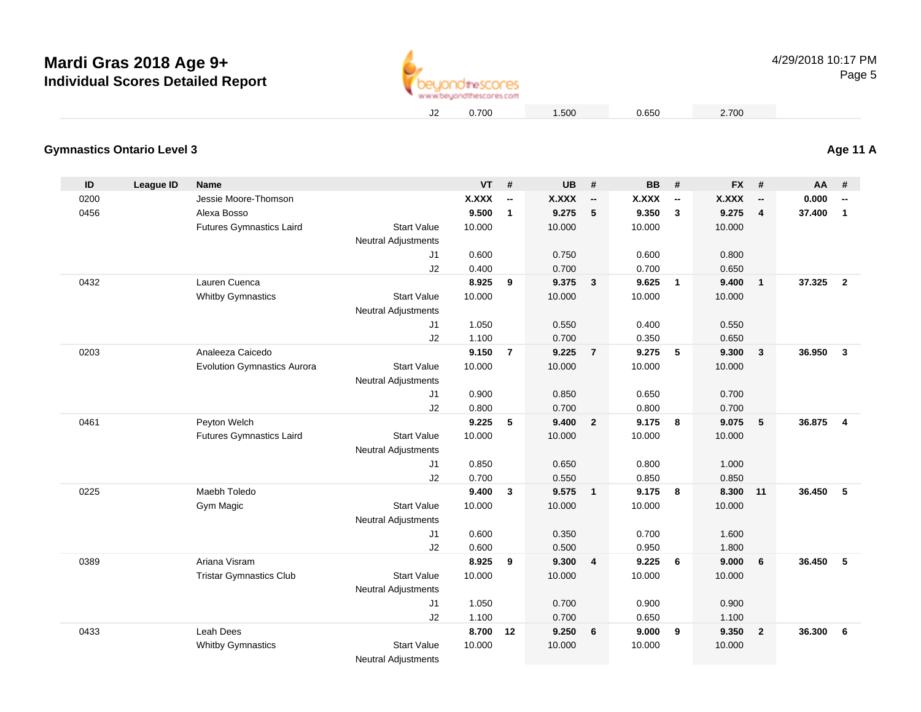# Mardi Gras 2018 Age 9+
## Individual Scores Detailed Report

| | | | | | | | | | | | | | |
|---|---|---|---|---|---|---|---|---|---|---|---|---|---|
| | | | J2 | 0.700 | | 1.500 | | 0.650 | | 2.700 | | | |

### Gymnastics Ontario Level 3

**Age 11 A**

| ID | League ID | Name | | VT | # | UB | # | BB | # | FX | # | AA | # |
|---|---|---|---|---|---|---|---|---|---|---|---|---|---|
| 0200 | | Jessie Moore-Thomson | | **X.XXX** | **--** | **X.XXX** | **--** | **X.XXX** | **--** | **X.XXX** | **--** | **0.000** | **--** |
| 0456 | | Alexa Bosso | | **9.500** | **1** | **9.275** | **5** | **9.350** | **3** | **9.275** | **4** | **37.400** | **1** |
| | | Futures Gymnastics Laird | Start Value | 10.000 | | 10.000 | | 10.000 | | 10.000 | | | |
| | | | Neutral Adjustments | | | | | | | | | | |
| | | | J1 | 0.600 | | 0.750 | | 0.600 | | 0.800 | | | |
| | | | J2 | 0.400 | | 0.700 | | 0.700 | | 0.650 | | | |
| 0432 | | Lauren Cuenca | | **8.925** | **9** | **9.375** | **3** | **9.625** | **1** | **9.400** | **1** | **37.325** | **2** |
| | | Whitby Gymnastics | Start Value | 10.000 | | 10.000 | | 10.000 | | 10.000 | | | |
| | | | Neutral Adjustments | | | | | | | | | | |
| | | | J1 | 1.050 | | 0.550 | | 0.400 | | 0.550 | | | |
| | | | J2 | 1.100 | | 0.700 | | 0.350 | | 0.650 | | | |
| 0203 | | Analeeza Caicedo | | **9.150** | **7** | **9.225** | **7** | **9.275** | **5** | **9.300** | **3** | **36.950** | **3** |
| | | Evolution Gymnastics Aurora | Start Value | 10.000 | | 10.000 | | 10.000 | | 10.000 | | | |
| | | | Neutral Adjustments | | | | | | | | | | |
| | | | J1 | 0.900 | | 0.850 | | 0.650 | | 0.700 | | | |
| | | | J2 | 0.800 | | 0.700 | | 0.800 | | 0.700 | | | |
| 0461 | | Peyton Welch | | **9.225** | **5** | **9.400** | **2** | **9.175** | **8** | **9.075** | **5** | **36.875** | **4** |
| | | Futures Gymnastics Laird | Start Value | 10.000 | | 10.000 | | 10.000 | | 10.000 | | | |
| | | | Neutral Adjustments | | | | | | | | | | |
| | | | J1 | 0.850 | | 0.650 | | 0.800 | | 1.000 | | | |
| | | | J2 | 0.700 | | 0.550 | | 0.850 | | 0.850 | | | |
| 0225 | | Maebh Toledo | | **9.400** | **3** | **9.575** | **1** | **9.175** | **8** | **8.300** | **11** | **36.450** | **5** |
| | | Gym Magic | Start Value | 10.000 | | 10.000 | | 10.000 | | 10.000 | | | |
| | | | Neutral Adjustments | | | | | | | | | | |
| | | | J1 | 0.600 | | 0.350 | | 0.700 | | 1.600 | | | |
| | | | J2 | 0.600 | | 0.500 | | 0.950 | | 1.800 | | | |
| 0389 | | Ariana Visram | | **8.925** | **9** | **9.300** | **4** | **9.225** | **6** | **9.000** | **6** | **36.450** | **5** |
| | | Tristar Gymnastics Club | Start Value | 10.000 | | 10.000 | | 10.000 | | 10.000 | | | |
| | | | Neutral Adjustments | | | | | | | | | | |
| | | | J1 | 1.050 | | 0.700 | | 0.900 | | 0.900 | | | |
| | | | J2 | 1.100 | | 0.700 | | 0.650 | | 1.100 | | | |
| 0433 | | Leah Dees | | **8.700** | **12** | **9.250** | **6** | **9.000** | **9** | **9.350** | **2** | **36.300** | **6** |
| | | Whitby Gymnastics | Start Value | 10.000 | | 10.000 | | 10.000 | | 10.000 | | | |
| | | | Neutral Adjustments | | | | | | | | | | |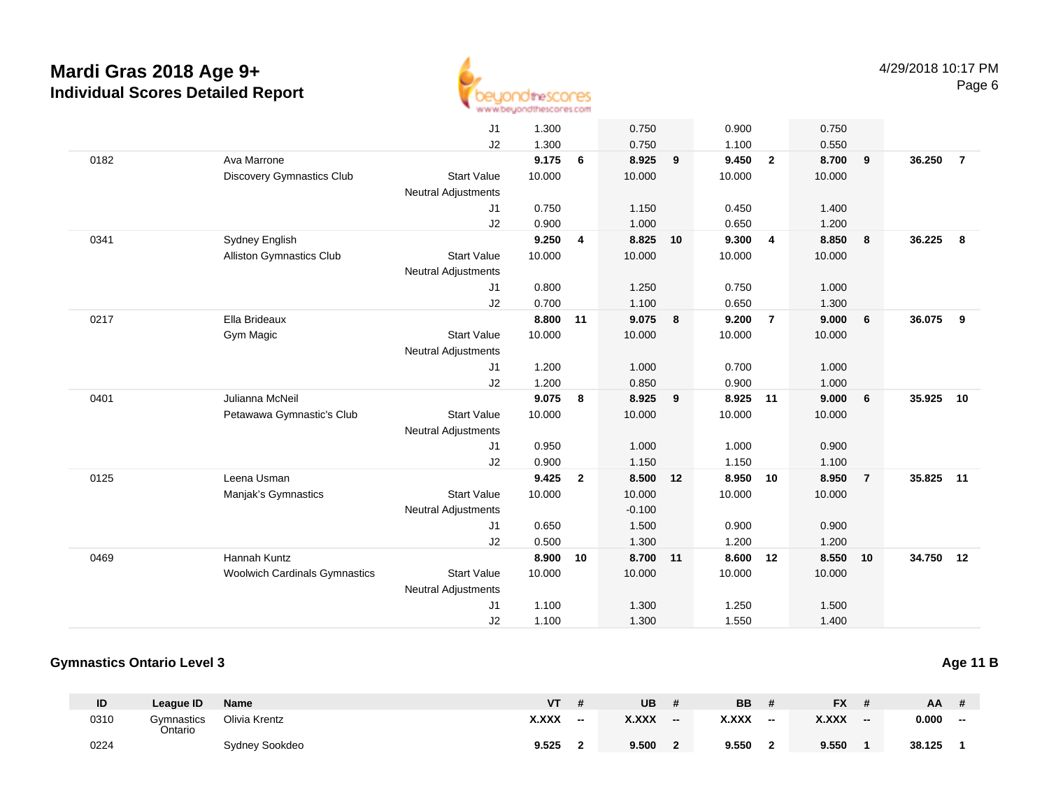# Mardi Gras 2018 Age 9+
## Individual Scores Detailed Report

| ID | League ID | Name | | VT | # | UB | # | BB | # | FX | # | AA | # |
|---|---|---|---|---|---|---|---|---|---|---|---|---|---|
| | | | J1 | 1.300 | | 0.750 | | 0.900 | | 0.750 | | | |
| | | | J2 | 1.300 | | 0.750 | | 1.100 | | 0.550 | | | |
| 0182 | | Ava Marrone | | **9.175** | **6** | **8.925** | **9** | **9.450** | **2** | **8.700** | **9** | **36.250** | **7** |
| | | Discovery Gymnastics Club | Start Value | 10.000 | | 10.000 | | 10.000 | | 10.000 | | | |
| | | | Neutral Adjustments | | | | | | | | | | |
| | | | J1 | 0.750 | | 1.150 | | 0.450 | | 1.400 | | | |
| | | | J2 | 0.900 | | 1.000 | | 0.650 | | 1.200 | | | |
| 0341 | | Sydney English | | **9.250** | **4** | **8.825** | **10** | **9.300** | **4** | **8.850** | **8** | **36.225** | **8** |
| | | Alliston Gymnastics Club | Start Value | 10.000 | | 10.000 | | 10.000 | | 10.000 | | | |
| | | | Neutral Adjustments | | | | | | | | | | |
| | | | J1 | 0.800 | | 1.250 | | 0.750 | | 1.000 | | | |
| | | | J2 | 0.700 | | 1.100 | | 0.650 | | 1.300 | | | |
| 0217 | | Ella Brideaux | | **8.800** | **11** | **9.075** | **8** | **9.200** | **7** | **9.000** | **6** | **36.075** | **9** |
| | | Gym Magic | Start Value | 10.000 | | 10.000 | | 10.000 | | 10.000 | | | |
| | | | Neutral Adjustments | | | | | | | | | | |
| | | | J1 | 1.200 | | 1.000 | | 0.700 | | 1.000 | | | |
| | | | J2 | 1.200 | | 0.850 | | 0.900 | | 1.000 | | | |
| 0401 | | Julianna McNeil | | **9.075** | **8** | **8.925** | **9** | **8.925** | **11** | **9.000** | **6** | **35.925** | **10** |
| | | Petawawa Gymnastic's Club | Start Value | 10.000 | | 10.000 | | 10.000 | | 10.000 | | | |
| | | | Neutral Adjustments | | | | | | | | | | |
| | | | J1 | 0.950 | | 1.000 | | 1.000 | | 0.900 | | | |
| | | | J2 | 0.900 | | 1.150 | | 1.150 | | 1.100 | | | |
| 0125 | | Leena Usman | | **9.425** | **2** | **8.500** | **12** | **8.950** | **10** | **8.950** | **7** | **35.825** | **11** |
| | | Manjak's Gymnastics | Start Value | 10.000 | | 10.000 | | 10.000 | | 10.000 | | | |
| | | | Neutral Adjustments | | | -0.100 | | | | | | | |
| | | | J1 | 0.650 | | 1.500 | | 0.900 | | 0.900 | | | |
| | | | J2 | 0.500 | | 1.300 | | 1.200 | | 1.200 | | | |
| 0469 | | Hannah Kuntz | | **8.900** | **10** | **8.700** | **11** | **8.600** | **12** | **8.550** | **10** | **34.750** | **12** |
| | | Woolwich Cardinals Gymnastics | Start Value | 10.000 | | 10.000 | | 10.000 | | 10.000 | | | |
| | | | Neutral Adjustments | | | | | | | | | | |
| | | | J1 | 1.100 | | 1.300 | | 1.250 | | 1.500 | | | |
| | | | J2 | 1.100 | | 1.300 | | 1.550 | | 1.400 | | | |

### Gymnastics Ontario Level 3

**Age 11 B**

| ID | League ID | Name | VT | # | UB | # | BB | # | FX | # | AA | # |
|---|---|---|---|---|---|---|---|---|---|---|---|---|
| 0310 | Gymnastics Ontario | Olivia Krentz | **X.XXX** | **--** | **X.XXX** | **--** | **X.XXX** | **--** | **X.XXX** | **--** | **0.000** | **--** |
| 0224 | | Sydney Sookdeo | **9.525** | **2** | **9.500** | **2** | **9.550** | **2** | **9.550** | **1** | **38.125** | **1** |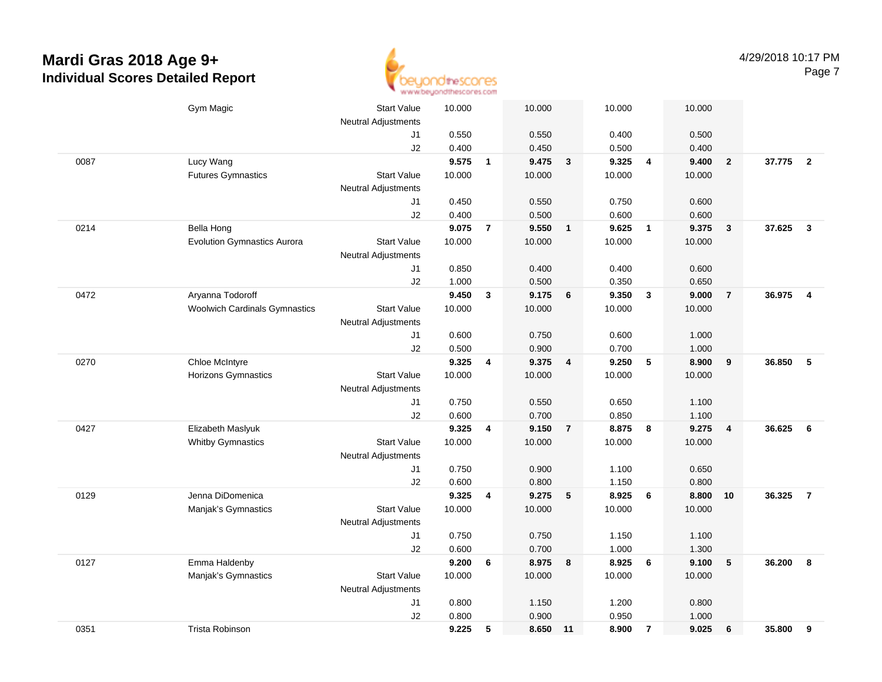# Mardi Gras 2018 Age 9+

## Individual Scores Detailed Report

4/29/2018 10:17 PM

| # | Name / Club | | Vault | Rank | Bars | Rank | Beam | Rank | Floor | Rank | AA | Rank |
|---|---|---|---|---|---|---|---|---|---|---|---|---|
| | Gym Magic | Start Value | 10.000 | | 10.000 | | 10.000 | | 10.000 | | | |
| | | Neutral Adjustments | | | | | | | | | | |
| | | J1 | 0.550 | | 0.550 | | 0.400 | | 0.500 | | | |
| | | J2 | 0.400 | | 0.450 | | 0.500 | | 0.400 | | | |
| 0087 | Lucy Wang | | **9.575** | **1** | **9.475** | **3** | **9.325** | **4** | **9.400** | **2** | **37.775** | **2** |
| | Futures Gymnastics | Start Value | 10.000 | | 10.000 | | 10.000 | | 10.000 | | | |
| | | Neutral Adjustments | | | | | | | | | | |
| | | J1 | 0.450 | | 0.550 | | 0.750 | | 0.600 | | | |
| | | J2 | 0.400 | | 0.500 | | 0.600 | | 0.600 | | | |
| 0214 | Bella Hong | | **9.075** | **7** | **9.550** | **1** | **9.625** | **1** | **9.375** | **3** | **37.625** | **3** |
| | Evolution Gymnastics Aurora | Start Value | 10.000 | | 10.000 | | 10.000 | | 10.000 | | | |
| | | Neutral Adjustments | | | | | | | | | | |
| | | J1 | 0.850 | | 0.400 | | 0.400 | | 0.600 | | | |
| | | J2 | 1.000 | | 0.500 | | 0.350 | | 0.650 | | | |
| 0472 | Aryanna Todoroff | | **9.450** | **3** | **9.175** | **6** | **9.350** | **3** | **9.000** | **7** | **36.975** | **4** |
| | Woolwich Cardinals Gymnastics | Start Value | 10.000 | | 10.000 | | 10.000 | | 10.000 | | | |
| | | Neutral Adjustments | | | | | | | | | | |
| | | J1 | 0.600 | | 0.750 | | 0.600 | | 1.000 | | | |
| | | J2 | 0.500 | | 0.900 | | 0.700 | | 1.000 | | | |
| 0270 | Chloe McIntyre | | **9.325** | **4** | **9.375** | **4** | **9.250** | **5** | **8.900** | **9** | **36.850** | **5** |
| | Horizons Gymnastics | Start Value | 10.000 | | 10.000 | | 10.000 | | 10.000 | | | |
| | | Neutral Adjustments | | | | | | | | | | |
| | | J1 | 0.750 | | 0.550 | | 0.650 | | 1.100 | | | |
| | | J2 | 0.600 | | 0.700 | | 0.850 | | 1.100 | | | |
| 0427 | Elizabeth Maslyuk | | **9.325** | **4** | **9.150** | **7** | **8.875** | **8** | **9.275** | **4** | **36.625** | **6** |
| | Whitby Gymnastics | Start Value | 10.000 | | 10.000 | | 10.000 | | 10.000 | | | |
| | | Neutral Adjustments | | | | | | | | | | |
| | | J1 | 0.750 | | 0.900 | | 1.100 | | 0.650 | | | |
| | | J2 | 0.600 | | 0.800 | | 1.150 | | 0.800 | | | |
| 0129 | Jenna DiDomenica | | **9.325** | **4** | **9.275** | **5** | **8.925** | **6** | **8.800** | **10** | **36.325** | **7** |
| | Manjak's Gymnastics | Start Value | 10.000 | | 10.000 | | 10.000 | | 10.000 | | | |
| | | Neutral Adjustments | | | | | | | | | | |
| | | J1 | 0.750 | | 0.750 | | 1.150 | | 1.100 | | | |
| | | J2 | 0.600 | | 0.700 | | 1.000 | | 1.300 | | | |
| 0127 | Emma Haldenby | | **9.200** | **6** | **8.975** | **8** | **8.925** | **6** | **9.100** | **5** | **36.200** | **8** |
| | Manjak's Gymnastics | Start Value | 10.000 | | 10.000 | | 10.000 | | 10.000 | | | |
| | | Neutral Adjustments | | | | | | | | | | |
| | | J1 | 0.800 | | 1.150 | | 1.200 | | 0.800 | | | |
| | | J2 | 0.800 | | 0.900 | | 0.950 | | 1.000 | | | |
| 0351 | Trista Robinson | | **9.225** | **5** | **8.650** | **11** | **8.900** | **7** | **9.025** | **6** | **35.800** | **9** |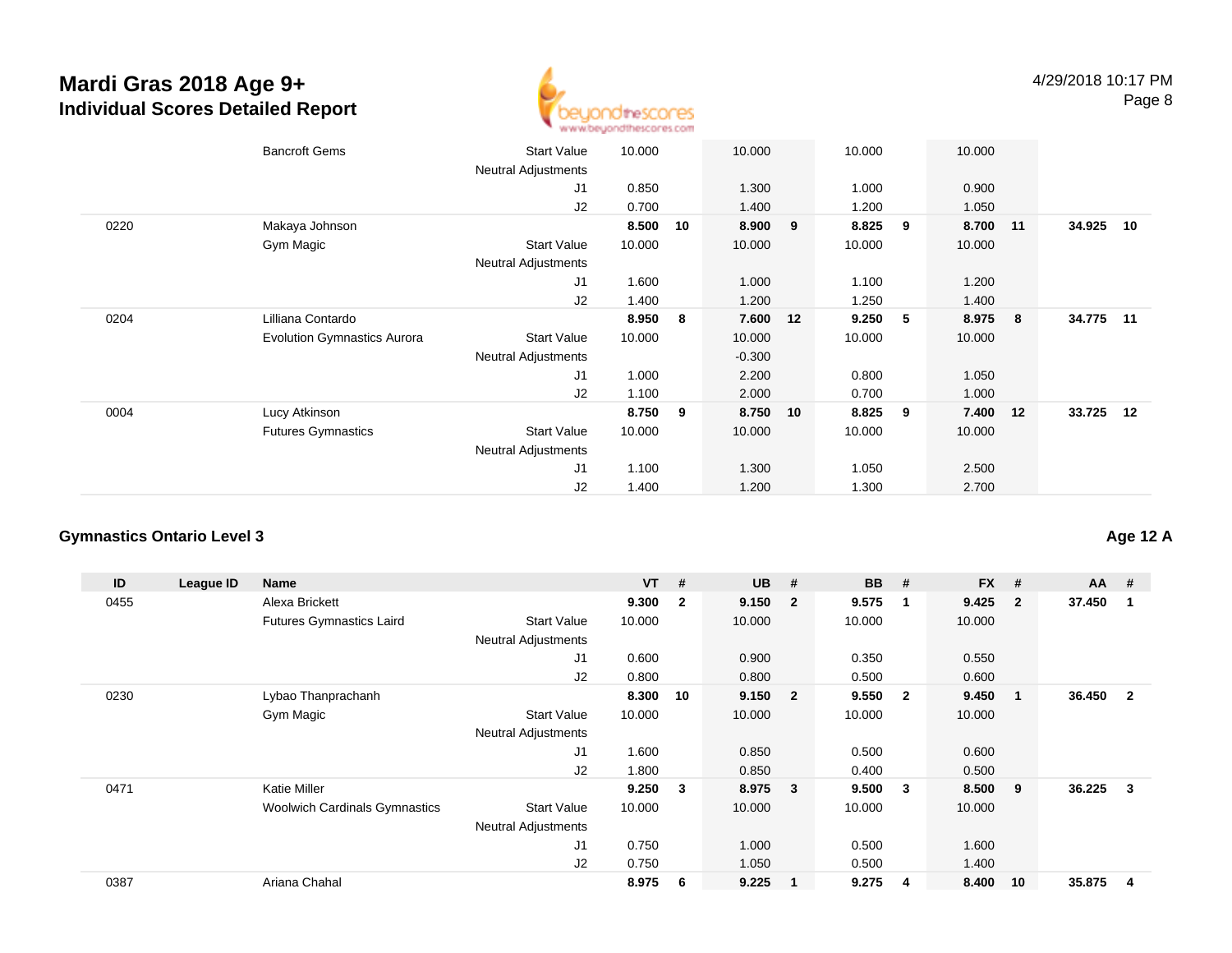# Mardi Gras 2018 Age 9+
## Individual Scores Detailed Report

| ID | League ID | Name | | VT | # | UB | # | BB | # | FX | # | AA | # |
|---|---|---|---|---|---|---|---|---|---|---|---|---|---|
| | | Bancroft Gems | Start Value | 10.000 | | 10.000 | | 10.000 | | 10.000 | | | |
| | | | Neutral Adjustments | | | | | | | | | | |
| | | | J1 | 0.850 | | 1.300 | | 1.000 | | 0.900 | | | |
| | | | J2 | 0.700 | | 1.400 | | 1.200 | | 1.050 | | | |
| 0220 | | Makaya Johnson | | **8.500** | **10** | **8.900** | **9** | **8.825** | **9** | **8.700** | **11** | **34.925** | **10** |
| | | Gym Magic | Start Value | 10.000 | | 10.000 | | 10.000 | | 10.000 | | | |
| | | | Neutral Adjustments | | | | | | | | | | |
| | | | J1 | 1.600 | | 1.000 | | 1.100 | | 1.200 | | | |
| | | | J2 | 1.400 | | 1.200 | | 1.250 | | 1.400 | | | |
| 0204 | | Lilliana Contardo | | **8.950** | **8** | **7.600** | **12** | **9.250** | **5** | **8.975** | **8** | **34.775** | **11** |
| | | Evolution Gymnastics Aurora | Start Value | 10.000 | | 10.000 | | 10.000 | | 10.000 | | | |
| | | | Neutral Adjustments | | | -0.300 | | | | | | | |
| | | | J1 | 1.000 | | 2.200 | | 0.800 | | 1.050 | | | |
| | | | J2 | 1.100 | | 2.000 | | 0.700 | | 1.000 | | | |
| 0004 | | Lucy Atkinson | | **8.750** | **9** | **8.750** | **10** | **8.825** | **9** | **7.400** | **12** | **33.725** | **12** |
| | | Futures Gymnastics | Start Value | 10.000 | | 10.000 | | 10.000 | | 10.000 | | | |
| | | | Neutral Adjustments | | | | | | | | | | |
| | | | J1 | 1.100 | | 1.300 | | 1.050 | | 2.500 | | | |
| | | | J2 | 1.400 | | 1.200 | | 1.300 | | 2.700 | | | |

### Gymnastics Ontario Level 3

**Age 12 A**

| ID | League ID | Name | | VT | # | UB | # | BB | # | FX | # | AA | # |
|---|---|---|---|---|---|---|---|---|---|---|---|---|---|
| 0455 | | Alexa Brickett | | **9.300** | **2** | **9.150** | **2** | **9.575** | **1** | **9.425** | **2** | **37.450** | **1** |
| | | Futures Gymnastics Laird | Start Value | 10.000 | | 10.000 | | 10.000 | | 10.000 | | | |
| | | | Neutral Adjustments | | | | | | | | | | |
| | | | J1 | 0.600 | | 0.900 | | 0.350 | | 0.550 | | | |
| | | | J2 | 0.800 | | 0.800 | | 0.500 | | 0.600 | | | |
| 0230 | | Lybao Thanprachanh | | **8.300** | **10** | **9.150** | **2** | **9.550** | **2** | **9.450** | **1** | **36.450** | **2** |
| | | Gym Magic | Start Value | 10.000 | | 10.000 | | 10.000 | | 10.000 | | | |
| | | | Neutral Adjustments | | | | | | | | | | |
| | | | J1 | 1.600 | | 0.850 | | 0.500 | | 0.600 | | | |
| | | | J2 | 1.800 | | 0.850 | | 0.400 | | 0.500 | | | |
| 0471 | | Katie Miller | | **9.250** | **3** | **8.975** | **3** | **9.500** | **3** | **8.500** | **9** | **36.225** | **3** |
| | | Woolwich Cardinals Gymnastics | Start Value | 10.000 | | 10.000 | | 10.000 | | 10.000 | | | |
| | | | Neutral Adjustments | | | | | | | | | | |
| | | | J1 | 0.750 | | 1.000 | | 0.500 | | 1.600 | | | |
| | | | J2 | 0.750 | | 1.050 | | 0.500 | | 1.400 | | | |
| 0387 | | Ariana Chahal | | **8.975** | **6** | **9.225** | **1** | **9.275** | **4** | **8.400** | **10** | **35.875** | **4** |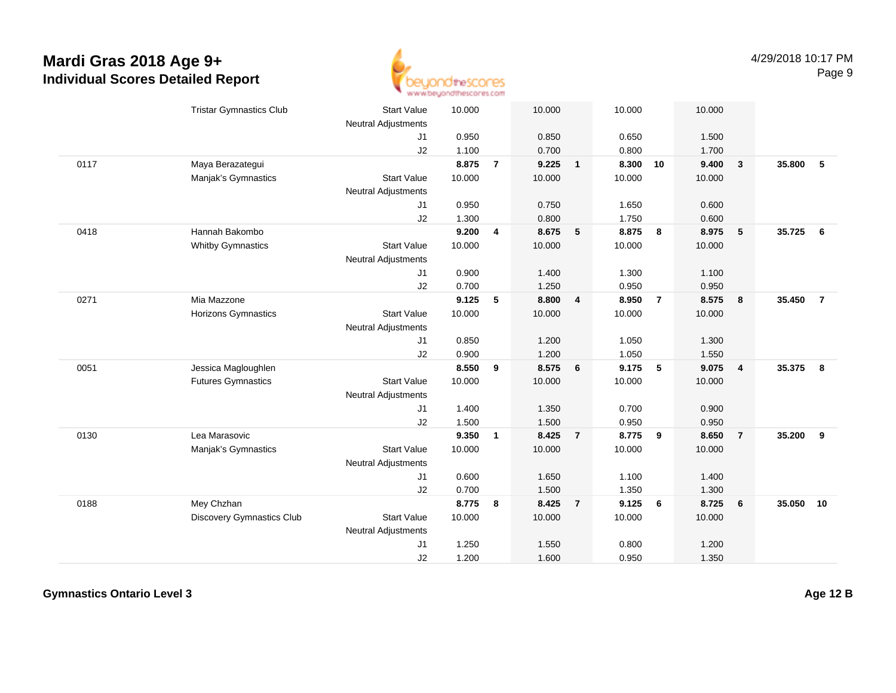# Mardi Gras 2018 Age 9+
## Individual Scores Detailed Report

4/29/2018 10:17 PM

| ID | Name / Club | | Vault | Rank | Bars | Rank | Beam | Rank | Floor | Rank | AA | Rank |
|---|---|---|---|---|---|---|---|---|---|---|---|---|
| | Tristar Gymnastics Club | Start Value | 10.000 | | 10.000 | | 10.000 | | 10.000 | | | |
| | | Neutral Adjustments | | | | | | | | | | |
| | | J1 | 0.950 | | 0.850 | | 0.650 | | 1.500 | | | |
| | | J2 | 1.100 | | 0.700 | | 0.800 | | 1.700 | | | |
| 0117 | Maya Berazategui | | **8.875** | **7** | **9.225** | **1** | **8.300** | **10** | **9.400** | **3** | **35.800** | **5** |
| | Manjak's Gymnastics | Start Value | 10.000 | | 10.000 | | 10.000 | | 10.000 | | | |
| | | Neutral Adjustments | | | | | | | | | | |
| | | J1 | 0.950 | | 0.750 | | 1.650 | | 0.600 | | | |
| | | J2 | 1.300 | | 0.800 | | 1.750 | | 0.600 | | | |
| 0418 | Hannah Bakombo | | **9.200** | **4** | **8.675** | **5** | **8.875** | **8** | **8.975** | **5** | **35.725** | **6** |
| | Whitby Gymnastics | Start Value | 10.000 | | 10.000 | | 10.000 | | 10.000 | | | |
| | | Neutral Adjustments | | | | | | | | | | |
| | | J1 | 0.900 | | 1.400 | | 1.300 | | 1.100 | | | |
| | | J2 | 0.700 | | 1.250 | | 0.950 | | 0.950 | | | |
| 0271 | Mia Mazzone | | **9.125** | **5** | **8.800** | **4** | **8.950** | **7** | **8.575** | **8** | **35.450** | **7** |
| | Horizons Gymnastics | Start Value | 10.000 | | 10.000 | | 10.000 | | 10.000 | | | |
| | | Neutral Adjustments | | | | | | | | | | |
| | | J1 | 0.850 | | 1.200 | | 1.050 | | 1.300 | | | |
| | | J2 | 0.900 | | 1.200 | | 1.050 | | 1.550 | | | |
| 0051 | Jessica Magloughlen | | **8.550** | **9** | **8.575** | **6** | **9.175** | **5** | **9.075** | **4** | **35.375** | **8** |
| | Futures Gymnastics | Start Value | 10.000 | | 10.000 | | 10.000 | | 10.000 | | | |
| | | Neutral Adjustments | | | | | | | | | | |
| | | J1 | 1.400 | | 1.350 | | 0.700 | | 0.900 | | | |
| | | J2 | 1.500 | | 1.500 | | 0.950 | | 0.950 | | | |
| 0130 | Lea Marasovic | | **9.350** | **1** | **8.425** | **7** | **8.775** | **9** | **8.650** | **7** | **35.200** | **9** |
| | Manjak's Gymnastics | Start Value | 10.000 | | 10.000 | | 10.000 | | 10.000 | | | |
| | | Neutral Adjustments | | | | | | | | | | |
| | | J1 | 0.600 | | 1.650 | | 1.100 | | 1.400 | | | |
| | | J2 | 0.700 | | 1.500 | | 1.350 | | 1.300 | | | |
| 0188 | Mey Chzhan | | **8.775** | **8** | **8.425** | **7** | **9.125** | **6** | **8.725** | **6** | **35.050** | **10** |
| | Discovery Gymnastics Club | Start Value | 10.000 | | 10.000 | | 10.000 | | 10.000 | | | |
| | | Neutral Adjustments | | | | | | | | | | |
| | | J1 | 1.250 | | 1.550 | | 0.800 | | 1.200 | | | |
| | | J2 | 1.200 | | 1.600 | | 0.950 | | 1.350 | | | |

**Gymnastics Ontario Level 3** **Age 12 B**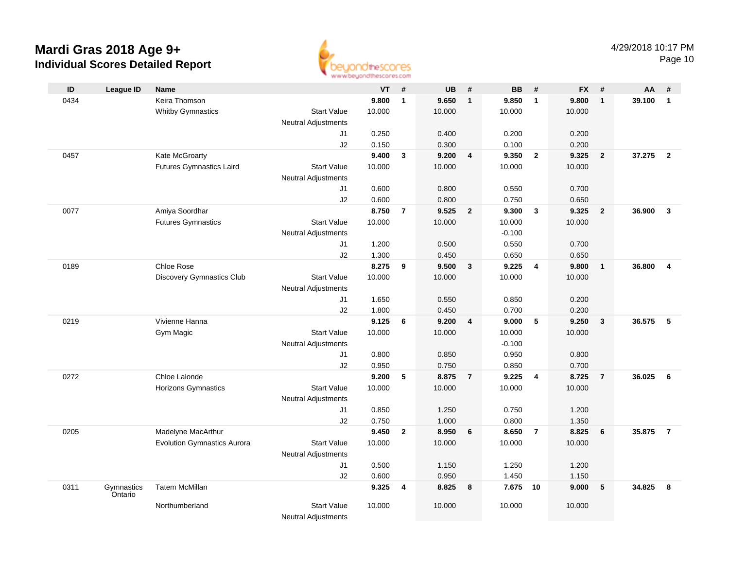# Mardi Gras 2018 Age 9+
## Individual Scores Detailed Report

4/29/2018 10:17 PM

| ID | League ID | Name | | VT | # | UB | # | BB | # | FX | # | AA | # |
|---|---|---|---|---|---|---|---|---|---|---|---|---|---|
| 0434 | | Keira Thomson | | **9.800** | **1** | **9.650** | **1** | **9.850** | **1** | **9.800** | **1** | **39.100** | **1** |
| | | Whitby Gymnastics | Start Value | 10.000 | | 10.000 | | 10.000 | | 10.000 | | | |
| | | | Neutral Adjustments | | | | | | | | | | |
| | | | J1 | 0.250 | | 0.400 | | 0.200 | | 0.200 | | | |
| | | | J2 | 0.150 | | 0.300 | | 0.100 | | 0.200 | | | |
| 0457 | | Kate McGroarty | | **9.400** | **3** | **9.200** | **4** | **9.350** | **2** | **9.325** | **2** | **37.275** | **2** |
| | | Futures Gymnastics Laird | Start Value | 10.000 | | 10.000 | | 10.000 | | 10.000 | | | |
| | | | Neutral Adjustments | | | | | | | | | | |
| | | | J1 | 0.600 | | 0.800 | | 0.550 | | 0.700 | | | |
| | | | J2 | 0.600 | | 0.800 | | 0.750 | | 0.650 | | | |
| 0077 | | Amiya Soordhar | | **8.750** | **7** | **9.525** | **2** | **9.300** | **3** | **9.325** | **2** | **36.900** | **3** |
| | | Futures Gymnastics | Start Value | 10.000 | | 10.000 | | 10.000 | | 10.000 | | | |
| | | | Neutral Adjustments | | | | | -0.100 | | | | | |
| | | | J1 | 1.200 | | 0.500 | | 0.550 | | 0.700 | | | |
| | | | J2 | 1.300 | | 0.450 | | 0.650 | | 0.650 | | | |
| 0189 | | Chloe Rose | | **8.275** | **9** | **9.500** | **3** | **9.225** | **4** | **9.800** | **1** | **36.800** | **4** |
| | | Discovery Gymnastics Club | Start Value | 10.000 | | 10.000 | | 10.000 | | 10.000 | | | |
| | | | Neutral Adjustments | | | | | | | | | | |
| | | | J1 | 1.650 | | 0.550 | | 0.850 | | 0.200 | | | |
| | | | J2 | 1.800 | | 0.450 | | 0.700 | | 0.200 | | | |
| 0219 | | Vivienne Hanna | | **9.125** | **6** | **9.200** | **4** | **9.000** | **5** | **9.250** | **3** | **36.575** | **5** |
| | | Gym Magic | Start Value | 10.000 | | 10.000 | | 10.000 | | 10.000 | | | |
| | | | Neutral Adjustments | | | | | -0.100 | | | | | |
| | | | J1 | 0.800 | | 0.850 | | 0.950 | | 0.800 | | | |
| | | | J2 | 0.950 | | 0.750 | | 0.850 | | 0.700 | | | |
| 0272 | | Chloe Lalonde | | **9.200** | **5** | **8.875** | **7** | **9.225** | **4** | **8.725** | **7** | **36.025** | **6** |
| | | Horizons Gymnastics | Start Value | 10.000 | | 10.000 | | 10.000 | | 10.000 | | | |
| | | | Neutral Adjustments | | | | | | | | | | |
| | | | J1 | 0.850 | | 1.250 | | 0.750 | | 1.200 | | | |
| | | | J2 | 0.750 | | 1.000 | | 0.800 | | 1.350 | | | |
| 0205 | | Madelyne MacArthur | | **9.450** | **2** | **8.950** | **6** | **8.650** | **7** | **8.825** | **6** | **35.875** | **7** |
| | | Evolution Gymnastics Aurora | Start Value | 10.000 | | 10.000 | | 10.000 | | 10.000 | | | |
| | | | Neutral Adjustments | | | | | | | | | | |
| | | | J1 | 0.500 | | 1.150 | | 1.250 | | 1.200 | | | |
| | | | J2 | 0.600 | | 0.950 | | 1.450 | | 1.150 | | | |
| 0311 | Gymnastics Ontario | Tatem McMillan | | **9.325** | **4** | **8.825** | **8** | **7.675** | **10** | **9.000** | **5** | **34.825** | **8** |
| | | Northumberland | Start Value | 10.000 | | 10.000 | | 10.000 | | 10.000 | | | |
| | | | Neutral Adjustments | | | | | | | | | | |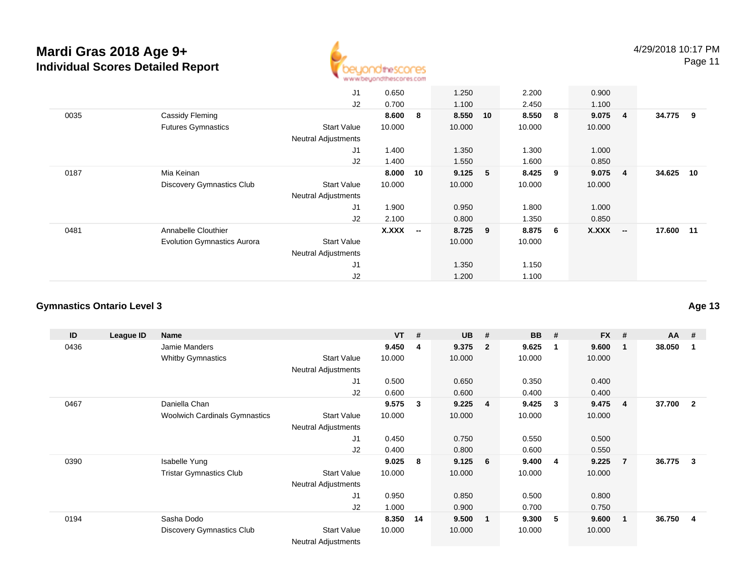# Mardi Gras 2018 Age 9+
## Individual Scores Detailed Report

| ID | League ID | Name | | VT | # | UB | # | BB | # | FX | # | AA | # |
|---|---|---|---|---|---|---|---|---|---|---|---|---|---|
| | | | J1 | 0.650 | | 1.250 | | 2.200 | | 0.900 | | | |
| | | | J2 | 0.700 | | 1.100 | | 2.450 | | 1.100 | | | |
| 0035 | | Cassidy Fleming | | **8.600** | **8** | **8.550** | **10** | **8.550** | **8** | **9.075** | **4** | **34.775** | **9** |
| | | Futures Gymnastics | Start Value | 10.000 | | 10.000 | | 10.000 | | 10.000 | | | |
| | | | Neutral Adjustments | | | | | | | | | | |
| | | | J1 | 1.400 | | 1.350 | | 1.300 | | 1.000 | | | |
| | | | J2 | 1.400 | | 1.550 | | 1.600 | | 0.850 | | | |
| 0187 | | Mia Keinan | | **8.000** | **10** | **9.125** | **5** | **8.425** | **9** | **9.075** | **4** | **34.625** | **10** |
| | | Discovery Gymnastics Club | Start Value | 10.000 | | 10.000 | | 10.000 | | 10.000 | | | |
| | | | Neutral Adjustments | | | | | | | | | | |
| | | | J1 | 1.900 | | 0.950 | | 1.800 | | 1.000 | | | |
| | | | J2 | 2.100 | | 0.800 | | 1.350 | | 0.850 | | | |
| 0481 | | Annabelle Clouthier | | **X.XXX** | **--** | **8.725** | **9** | **8.875** | **6** | **X.XXX** | **--** | **17.600** | **11** |
| | | Evolution Gymnastics Aurora | Start Value | | | 10.000 | | 10.000 | | | | | |
| | | | Neutral Adjustments | | | | | | | | | | |
| | | | J1 | | | 1.350 | | 1.150 | | | | | |
| | | | J2 | | | 1.200 | | 1.100 | | | | | |

### Gymnastics Ontario Level 3

**Age 13**

| ID | League ID | Name | | VT | # | UB | # | BB | # | FX | # | AA | # |
|---|---|---|---|---|---|---|---|---|---|---|---|---|---|
| 0436 | | Jamie Manders | | **9.450** | **4** | **9.375** | **2** | **9.625** | **1** | **9.600** | **1** | **38.050** | **1** |
| | | Whitby Gymnastics | Start Value | 10.000 | | 10.000 | | 10.000 | | 10.000 | | | |
| | | | Neutral Adjustments | | | | | | | | | | |
| | | | J1 | 0.500 | | 0.650 | | 0.350 | | 0.400 | | | |
| | | | J2 | 0.600 | | 0.600 | | 0.400 | | 0.400 | | | |
| 0467 | | Daniella Chan | | **9.575** | **3** | **9.225** | **4** | **9.425** | **3** | **9.475** | **4** | **37.700** | **2** |
| | | Woolwich Cardinals Gymnastics | Start Value | 10.000 | | 10.000 | | 10.000 | | 10.000 | | | |
| | | | Neutral Adjustments | | | | | | | | | | |
| | | | J1 | 0.450 | | 0.750 | | 0.550 | | 0.500 | | | |
| | | | J2 | 0.400 | | 0.800 | | 0.600 | | 0.550 | | | |
| 0390 | | Isabelle Yung | | **9.025** | **8** | **9.125** | **6** | **9.400** | **4** | **9.225** | **7** | **36.775** | **3** |
| | | Tristar Gymnastics Club | Start Value | 10.000 | | 10.000 | | 10.000 | | 10.000 | | | |
| | | | Neutral Adjustments | | | | | | | | | | |
| | | | J1 | 0.950 | | 0.850 | | 0.500 | | 0.800 | | | |
| | | | J2 | 1.000 | | 0.900 | | 0.700 | | 0.750 | | | |
| 0194 | | Sasha Dodo | | **8.350** | **14** | **9.500** | **1** | **9.300** | **5** | **9.600** | **1** | **36.750** | **4** |
| | | Discovery Gymnastics Club | Start Value | 10.000 | | 10.000 | | 10.000 | | 10.000 | | | |
| | | | Neutral Adjustments | | | | | | | | | | |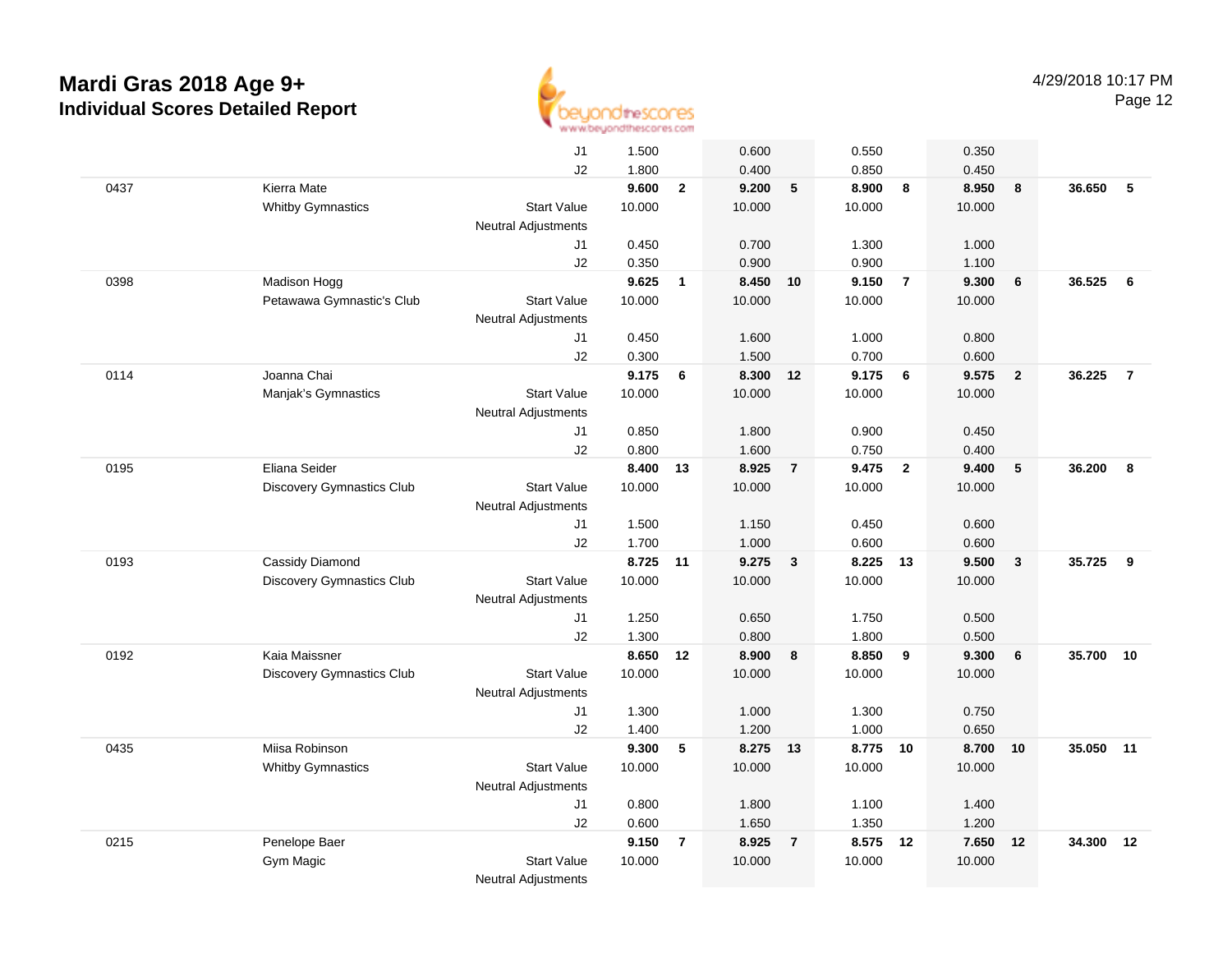# Mardi Gras 2018 Age 9+

## Individual Scores Detailed Report

4/29/2018 10:17 PM

| # | Name | | | Vault | Rank | Bars | Rank | Beam | Rank | Floor | Rank | AA | Rank |
|---|---|---|---|---|---|---|---|---|---|---|---|---|---|
| | | | J1 | 1.500 | | 0.600 | | 0.550 | | 0.350 | | | |
| | | | J2 | 1.800 | | 0.400 | | 0.850 | | 0.450 | | | |
| 0437 | Kierra Mate | | | **9.600** | **2** | **9.200** | **5** | **8.900** | **8** | **8.950** | **8** | **36.650** | **5** |
| | Whitby Gymnastics | | Start Value | 10.000 | | 10.000 | | 10.000 | | 10.000 | | | |
| | | | Neutral Adjustments | | | | | | | | | | |
| | | | J1 | 0.450 | | 0.700 | | 1.300 | | 1.000 | | | |
| | | | J2 | 0.350 | | 0.900 | | 0.900 | | 1.100 | | | |
| 0398 | Madison Hogg | | | **9.625** | **1** | **8.450** | **10** | **9.150** | **7** | **9.300** | **6** | **36.525** | **6** |
| | Petawawa Gymnastic's Club | | Start Value | 10.000 | | 10.000 | | 10.000 | | 10.000 | | | |
| | | | Neutral Adjustments | | | | | | | | | | |
| | | | J1 | 0.450 | | 1.600 | | 1.000 | | 0.800 | | | |
| | | | J2 | 0.300 | | 1.500 | | 0.700 | | 0.600 | | | |
| 0114 | Joanna Chai | | | **9.175** | **6** | **8.300** | **12** | **9.175** | **6** | **9.575** | **2** | **36.225** | **7** |
| | Manjak's Gymnastics | | Start Value | 10.000 | | 10.000 | | 10.000 | | 10.000 | | | |
| | | | Neutral Adjustments | | | | | | | | | | |
| | | | J1 | 0.850 | | 1.800 | | 0.900 | | 0.450 | | | |
| | | | J2 | 0.800 | | 1.600 | | 0.750 | | 0.400 | | | |
| 0195 | Eliana Seider | | | **8.400** | **13** | **8.925** | **7** | **9.475** | **2** | **9.400** | **5** | **36.200** | **8** |
| | Discovery Gymnastics Club | | Start Value | 10.000 | | 10.000 | | 10.000 | | 10.000 | | | |
| | | | Neutral Adjustments | | | | | | | | | | |
| | | | J1 | 1.500 | | 1.150 | | 0.450 | | 0.600 | | | |
| | | | J2 | 1.700 | | 1.000 | | 0.600 | | 0.600 | | | |
| 0193 | Cassidy Diamond | | | **8.725** | **11** | **9.275** | **3** | **8.225** | **13** | **9.500** | **3** | **35.725** | **9** |
| | Discovery Gymnastics Club | | Start Value | 10.000 | | 10.000 | | 10.000 | | 10.000 | | | |
| | | | Neutral Adjustments | | | | | | | | | | |
| | | | J1 | 1.250 | | 0.650 | | 1.750 | | 0.500 | | | |
| | | | J2 | 1.300 | | 0.800 | | 1.800 | | 0.500 | | | |
| 0192 | Kaia Maissner | | | **8.650** | **12** | **8.900** | **8** | **8.850** | **9** | **9.300** | **6** | **35.700** | **10** |
| | Discovery Gymnastics Club | | Start Value | 10.000 | | 10.000 | | 10.000 | | 10.000 | | | |
| | | | Neutral Adjustments | | | | | | | | | | |
| | | | J1 | 1.300 | | 1.000 | | 1.300 | | 0.750 | | | |
| | | | J2 | 1.400 | | 1.200 | | 1.000 | | 0.650 | | | |
| 0435 | Miisa Robinson | | | **9.300** | **5** | **8.275** | **13** | **8.775** | **10** | **8.700** | **10** | **35.050** | **11** |
| | Whitby Gymnastics | | Start Value | 10.000 | | 10.000 | | 10.000 | | 10.000 | | | |
| | | | Neutral Adjustments | | | | | | | | | | |
| | | | J1 | 0.800 | | 1.800 | | 1.100 | | 1.400 | | | |
| | | | J2 | 0.600 | | 1.650 | | 1.350 | | 1.200 | | | |
| 0215 | Penelope Baer | | | **9.150** | **7** | **8.925** | **7** | **8.575** | **12** | **7.650** | **12** | **34.300** | **12** |
| | Gym Magic | | Start Value | 10.000 | | 10.000 | | 10.000 | | 10.000 | | | |
| | | | Neutral Adjustments | | | | | | | | | | |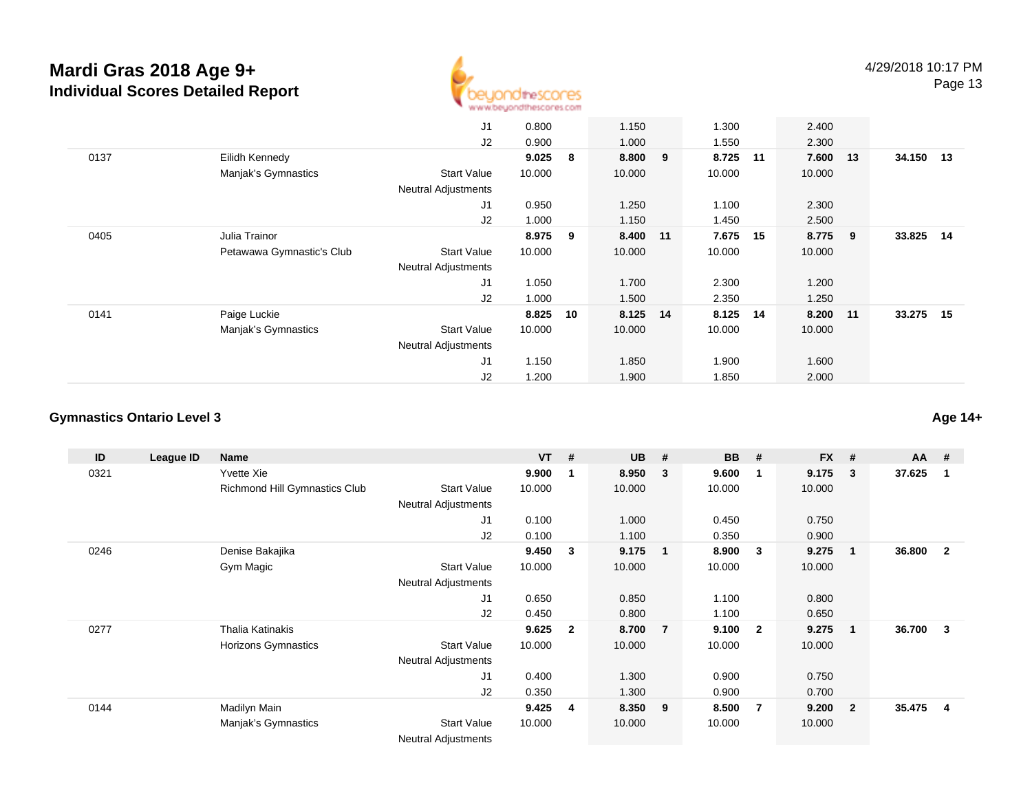# Mardi Gras 2018 Age 9+
## Individual Scores Detailed Report

4/29/2018 10:17 PM

| ID | League ID | Name | | VT | # | UB | # | BB | # | FX | # | AA | # |
|---|---|---|---|---|---|---|---|---|---|---|---|---|---|
| | | | J1 | 0.800 | | 1.150 | | 1.300 | | 2.400 | | | |
| | | | J2 | 0.900 | | 1.000 | | 1.550 | | 2.300 | | | |
| 0137 | | Eilidh Kennedy | | **9.025** | **8** | **8.800** | **9** | **8.725** | **11** | **7.600** | **13** | **34.150** | **13** |
| | | Manjak's Gymnastics | Start Value | 10.000 | | 10.000 | | 10.000 | | 10.000 | | | |
| | | | Neutral Adjustments | | | | | | | | | | |
| | | | J1 | 0.950 | | 1.250 | | 1.100 | | 2.300 | | | |
| | | | J2 | 1.000 | | 1.150 | | 1.450 | | 2.500 | | | |
| 0405 | | Julia Trainor | | **8.975** | **9** | **8.400** | **11** | **7.675** | **15** | **8.775** | **9** | **33.825** | **14** |
| | | Petawawa Gymnastic's Club | Start Value | 10.000 | | 10.000 | | 10.000 | | 10.000 | | | |
| | | | Neutral Adjustments | | | | | | | | | | |
| | | | J1 | 1.050 | | 1.700 | | 2.300 | | 1.200 | | | |
| | | | J2 | 1.000 | | 1.500 | | 2.350 | | 1.250 | | | |
| 0141 | | Paige Luckie | | **8.825** | **10** | **8.125** | **14** | **8.125** | **14** | **8.200** | **11** | **33.275** | **15** |
| | | Manjak's Gymnastics | Start Value | 10.000 | | 10.000 | | 10.000 | | 10.000 | | | |
| | | | Neutral Adjustments | | | | | | | | | | |
| | | | J1 | 1.150 | | 1.850 | | 1.900 | | 1.600 | | | |
| | | | J2 | 1.200 | | 1.900 | | 1.850 | | 2.000 | | | |

### Gymnastics Ontario Level 3

**Age 14+**

| ID | League ID | Name | | VT | # | UB | # | BB | # | FX | # | AA | # |
|---|---|---|---|---|---|---|---|---|---|---|---|---|---|
| 0321 | | Yvette Xie | | **9.900** | **1** | **8.950** | **3** | **9.600** | **1** | **9.175** | **3** | **37.625** | **1** |
| | | Richmond Hill Gymnastics Club | Start Value | 10.000 | | 10.000 | | 10.000 | | 10.000 | | | |
| | | | Neutral Adjustments | | | | | | | | | | |
| | | | J1 | 0.100 | | 1.000 | | 0.450 | | 0.750 | | | |
| | | | J2 | 0.100 | | 1.100 | | 0.350 | | 0.900 | | | |
| 0246 | | Denise Bakajika | | **9.450** | **3** | **9.175** | **1** | **8.900** | **3** | **9.275** | **1** | **36.800** | **2** |
| | | Gym Magic | Start Value | 10.000 | | 10.000 | | 10.000 | | 10.000 | | | |
| | | | Neutral Adjustments | | | | | | | | | | |
| | | | J1 | 0.650 | | 0.850 | | 1.100 | | 0.800 | | | |
| | | | J2 | 0.450 | | 0.800 | | 1.100 | | 0.650 | | | |
| 0277 | | Thalia Katinakis | | **9.625** | **2** | **8.700** | **7** | **9.100** | **2** | **9.275** | **1** | **36.700** | **3** |
| | | Horizons Gymnastics | Start Value | 10.000 | | 10.000 | | 10.000 | | 10.000 | | | |
| | | | Neutral Adjustments | | | | | | | | | | |
| | | | J1 | 0.400 | | 1.300 | | 0.900 | | 0.750 | | | |
| | | | J2 | 0.350 | | 1.300 | | 0.900 | | 0.700 | | | |
| 0144 | | Madilyn Main | | **9.425** | **4** | **8.350** | **9** | **8.500** | **7** | **9.200** | **2** | **35.475** | **4** |
| | | Manjak's Gymnastics | Start Value | 10.000 | | 10.000 | | 10.000 | | 10.000 | | | |
| | | | Neutral Adjustments | | | | | | | | | | |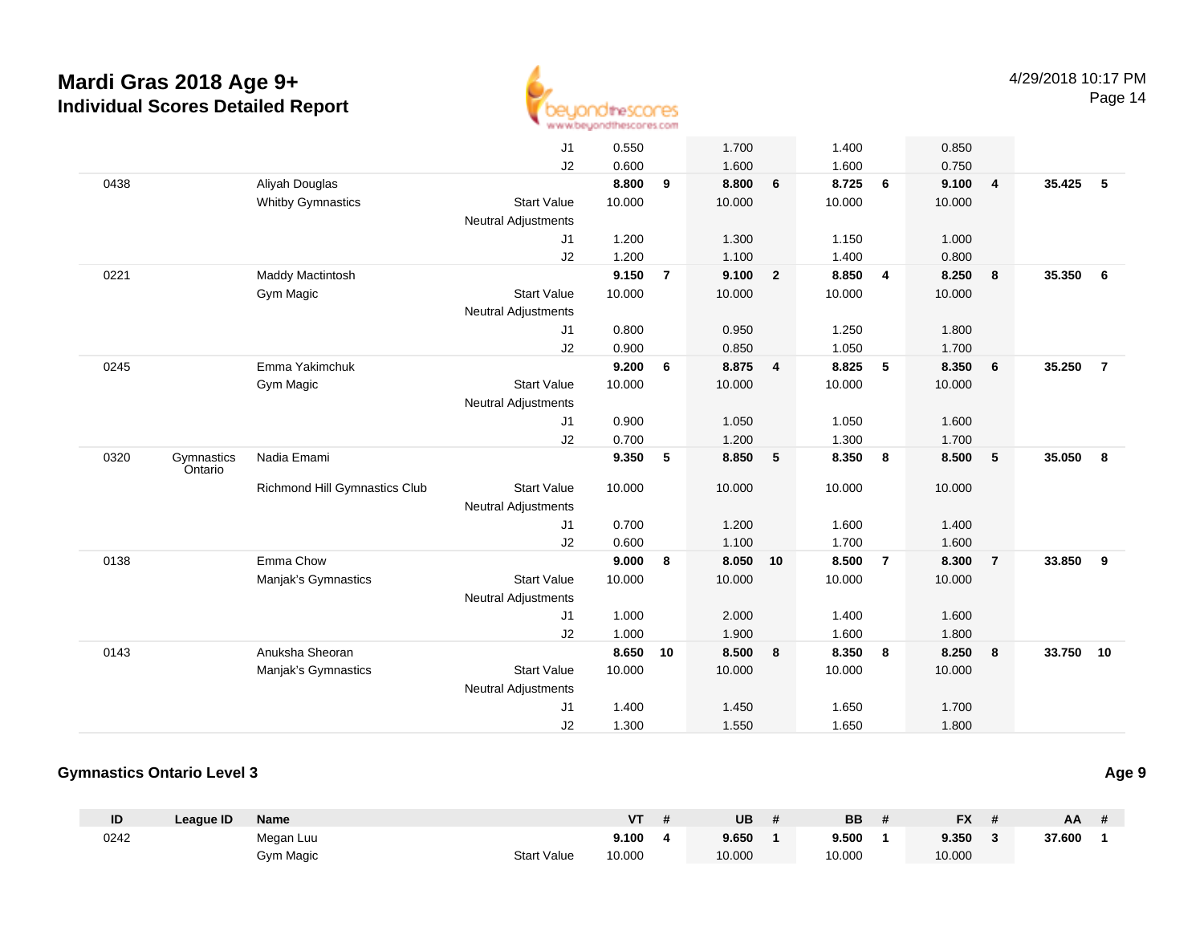| ID | League ID | Name | | VT | # | UB | # | BB | # | FX | # | AA | # |
|---|---|---|---|---|---|---|---|---|---|---|---|---|---|
| | | | J1 | 0.550 | | 1.700 | | 1.400 | | 0.850 | | | |
| | | | J2 | 0.600 | | 1.600 | | 1.600 | | 0.750 | | | |
| 0438 | | Aliyah Douglas | | **8.800** | **9** | **8.800** | **6** | **8.725** | **6** | **9.100** | **4** | **35.425** | **5** |
| | | Whitby Gymnastics | Start Value | 10.000 | | 10.000 | | 10.000 | | 10.000 | | | |
| | | | Neutral Adjustments | | | | | | | | | | |
| | | | J1 | 1.200 | | 1.300 | | 1.150 | | 1.000 | | | |
| | | | J2 | 1.200 | | 1.100 | | 1.400 | | 0.800 | | | |
| 0221 | | Maddy Mactintosh | | **9.150** | **7** | **9.100** | **2** | **8.850** | **4** | **8.250** | **8** | **35.350** | **6** |
| | | Gym Magic | Start Value | 10.000 | | 10.000 | | 10.000 | | 10.000 | | | |
| | | | Neutral Adjustments | | | | | | | | | | |
| | | | J1 | 0.800 | | 0.950 | | 1.250 | | 1.800 | | | |
| | | | J2 | 0.900 | | 0.850 | | 1.050 | | 1.700 | | | |
| 0245 | | Emma Yakimchuk | | **9.200** | **6** | **8.875** | **4** | **8.825** | **5** | **8.350** | **6** | **35.250** | **7** |
| | | Gym Magic | Start Value | 10.000 | | 10.000 | | 10.000 | | 10.000 | | | |
| | | | Neutral Adjustments | | | | | | | | | | |
| | | | J1 | 0.900 | | 1.050 | | 1.050 | | 1.600 | | | |
| | | | J2 | 0.700 | | 1.200 | | 1.300 | | 1.700 | | | |
| 0320 | Gymnastics Ontario | Nadia Emami | | **9.350** | **5** | **8.850** | **5** | **8.350** | **8** | **8.500** | **5** | **35.050** | **8** |
| | | Richmond Hill Gymnastics Club | Start Value | 10.000 | | 10.000 | | 10.000 | | 10.000 | | | |
| | | | Neutral Adjustments | | | | | | | | | | |
| | | | J1 | 0.700 | | 1.200 | | 1.600 | | 1.400 | | | |
| | | | J2 | 0.600 | | 1.100 | | 1.700 | | 1.600 | | | |
| 0138 | | Emma Chow | | **9.000** | **8** | **8.050** | **10** | **8.500** | **7** | **8.300** | **7** | **33.850** | **9** |
| | | Manjak's Gymnastics | Start Value | 10.000 | | 10.000 | | 10.000 | | 10.000 | | | |
| | | | Neutral Adjustments | | | | | | | | | | |
| | | | J1 | 1.000 | | 2.000 | | 1.400 | | 1.600 | | | |
| | | | J2 | 1.000 | | 1.900 | | 1.600 | | 1.800 | | | |
| 0143 | | Anuksha Sheoran | | **8.650** | **10** | **8.500** | **8** | **8.350** | **8** | **8.250** | **8** | **33.750** | **10** |
| | | Manjak's Gymnastics | Start Value | 10.000 | | 10.000 | | 10.000 | | 10.000 | | | |
| | | | Neutral Adjustments | | | | | | | | | | |
| | | | J1 | 1.400 | | 1.450 | | 1.650 | | 1.700 | | | |
| | | | J2 | 1.300 | | 1.550 | | 1.650 | | 1.800 | | | |

### Gymnastics Ontario Level 3

**Age 9**

| ID | League ID | Name | | VT | # | UB | # | BB | # | FX | # | AA | # |
|---|---|---|---|---|---|---|---|---|---|---|---|---|---|
| 0242 | | Megan Luu | | **9.100** | **4** | **9.650** | **1** | **9.500** | **1** | **9.350** | **3** | **37.600** | **1** |
| | | Gym Magic | Start Value | 10.000 | | 10.000 | | 10.000 | | 10.000 | | | |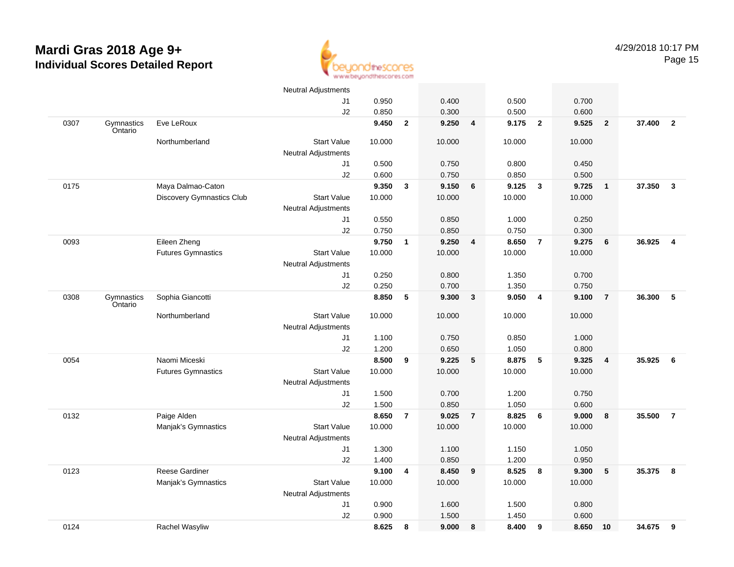# Mardi Gras 2018 Age 9+
## Individual Scores Detailed Report

4/29/2018 10:17 PM

| Num | Club | Name | | Vault | Rank | Bars | Rank | Beam | Rank | Floor | Rank | AA | Rank |
|---|---|---|---|---|---|---|---|---|---|---|---|---|---|
| | | | Neutral Adjustments | | | | | | | | | | |
| | | | J1 | 0.950 | | 0.400 | | 0.500 | | 0.700 | | | |
| | | | J2 | 0.850 | | 0.300 | | 0.500 | | 0.600 | | | |
| 0307 | Gymnastics Ontario | Eve LeRoux | | **9.450** | **2** | **9.250** | **4** | **9.175** | **2** | **9.525** | **2** | **37.400** | **2** |
| | | Northumberland | Start Value | 10.000 | | 10.000 | | 10.000 | | 10.000 | | | |
| | | | Neutral Adjustments | | | | | | | | | | |
| | | | J1 | 0.500 | | 0.750 | | 0.800 | | 0.450 | | | |
| | | | J2 | 0.600 | | 0.750 | | 0.850 | | 0.500 | | | |
| 0175 | | Maya Dalmao-Caton | | **9.350** | **3** | **9.150** | **6** | **9.125** | **3** | **9.725** | **1** | **37.350** | **3** |
| | | Discovery Gymnastics Club | Start Value | 10.000 | | 10.000 | | 10.000 | | 10.000 | | | |
| | | | Neutral Adjustments | | | | | | | | | | |
| | | | J1 | 0.550 | | 0.850 | | 1.000 | | 0.250 | | | |
| | | | J2 | 0.750 | | 0.850 | | 0.750 | | 0.300 | | | |
| 0093 | | Eileen Zheng | | **9.750** | **1** | **9.250** | **4** | **8.650** | **7** | **9.275** | **6** | **36.925** | **4** |
| | | Futures Gymnastics | Start Value | 10.000 | | 10.000 | | 10.000 | | 10.000 | | | |
| | | | Neutral Adjustments | | | | | | | | | | |
| | | | J1 | 0.250 | | 0.800 | | 1.350 | | 0.700 | | | |
| | | | J2 | 0.250 | | 0.700 | | 1.350 | | 0.750 | | | |
| 0308 | Gymnastics Ontario | Sophia Giancotti | | **8.850** | **5** | **9.300** | **3** | **9.050** | **4** | **9.100** | **7** | **36.300** | **5** |
| | | Northumberland | Start Value | 10.000 | | 10.000 | | 10.000 | | 10.000 | | | |
| | | | Neutral Adjustments | | | | | | | | | | |
| | | | J1 | 1.100 | | 0.750 | | 0.850 | | 1.000 | | | |
| | | | J2 | 1.200 | | 0.650 | | 1.050 | | 0.800 | | | |
| 0054 | | Naomi Miceski | | **8.500** | **9** | **9.225** | **5** | **8.875** | **5** | **9.325** | **4** | **35.925** | **6** |
| | | Futures Gymnastics | Start Value | 10.000 | | 10.000 | | 10.000 | | 10.000 | | | |
| | | | Neutral Adjustments | | | | | | | | | | |
| | | | J1 | 1.500 | | 0.700 | | 1.200 | | 0.750 | | | |
| | | | J2 | 1.500 | | 0.850 | | 1.050 | | 0.600 | | | |
| 0132 | | Paige Alden | | **8.650** | **7** | **9.025** | **7** | **8.825** | **6** | **9.000** | **8** | **35.500** | **7** |
| | | Manjak's Gymnastics | Start Value | 10.000 | | 10.000 | | 10.000 | | 10.000 | | | |
| | | | Neutral Adjustments | | | | | | | | | | |
| | | | J1 | 1.300 | | 1.100 | | 1.150 | | 1.050 | | | |
| | | | J2 | 1.400 | | 0.850 | | 1.200 | | 0.950 | | | |
| 0123 | | Reese Gardiner | | **9.100** | **4** | **8.450** | **9** | **8.525** | **8** | **9.300** | **5** | **35.375** | **8** |
| | | Manjak's Gymnastics | Start Value | 10.000 | | 10.000 | | 10.000 | | 10.000 | | | |
| | | | Neutral Adjustments | | | | | | | | | | |
| | | | J1 | 0.900 | | 1.600 | | 1.500 | | 0.800 | | | |
| | | | J2 | 0.900 | | 1.500 | | 1.450 | | 0.600 | | | |
| 0124 | | Rachel Wasyliw | | **8.625** | **8** | **9.000** | **8** | **8.400** | **9** | **8.650** | **10** | **34.675** | **9** |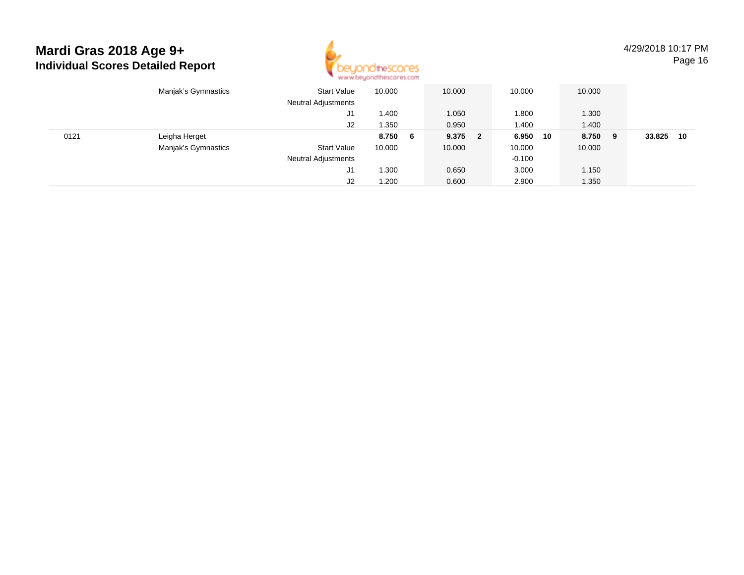# Mardi Gras 2018 Age 9+

## Individual Scores Detailed Report

| | | | | | | | | | | | | |
|---|---|---|---|---|---|---|---|---|---|---|---|---|
| | Manjak's Gymnastics | Start Value | 10.000 | | 10.000 | | 10.000 | | 10.000 | | | |
| | | Neutral Adjustments | | | | | | | | | | |
| | | J1 | 1.400 | | 1.050 | | 1.800 | | 1.300 | | | |
| | | J2 | 1.350 | | 0.950 | | 1.400 | | 1.400 | | | |
| 0121 | Leigha Herget | | **8.750** | **6** | **9.375** | **2** | **6.950** | **10** | **8.750** | **9** | **33.825** | **10** |
| | Manjak's Gymnastics | Start Value | 10.000 | | 10.000 | | 10.000 | | 10.000 | | | |
| | | Neutral Adjustments | | | | | -0.100 | | | | | |
| | | J1 | 1.300 | | 0.650 | | 3.000 | | 1.150 | | | |
| | | J2 | 1.200 | | 0.600 | | 2.900 | | 1.350 | | | |